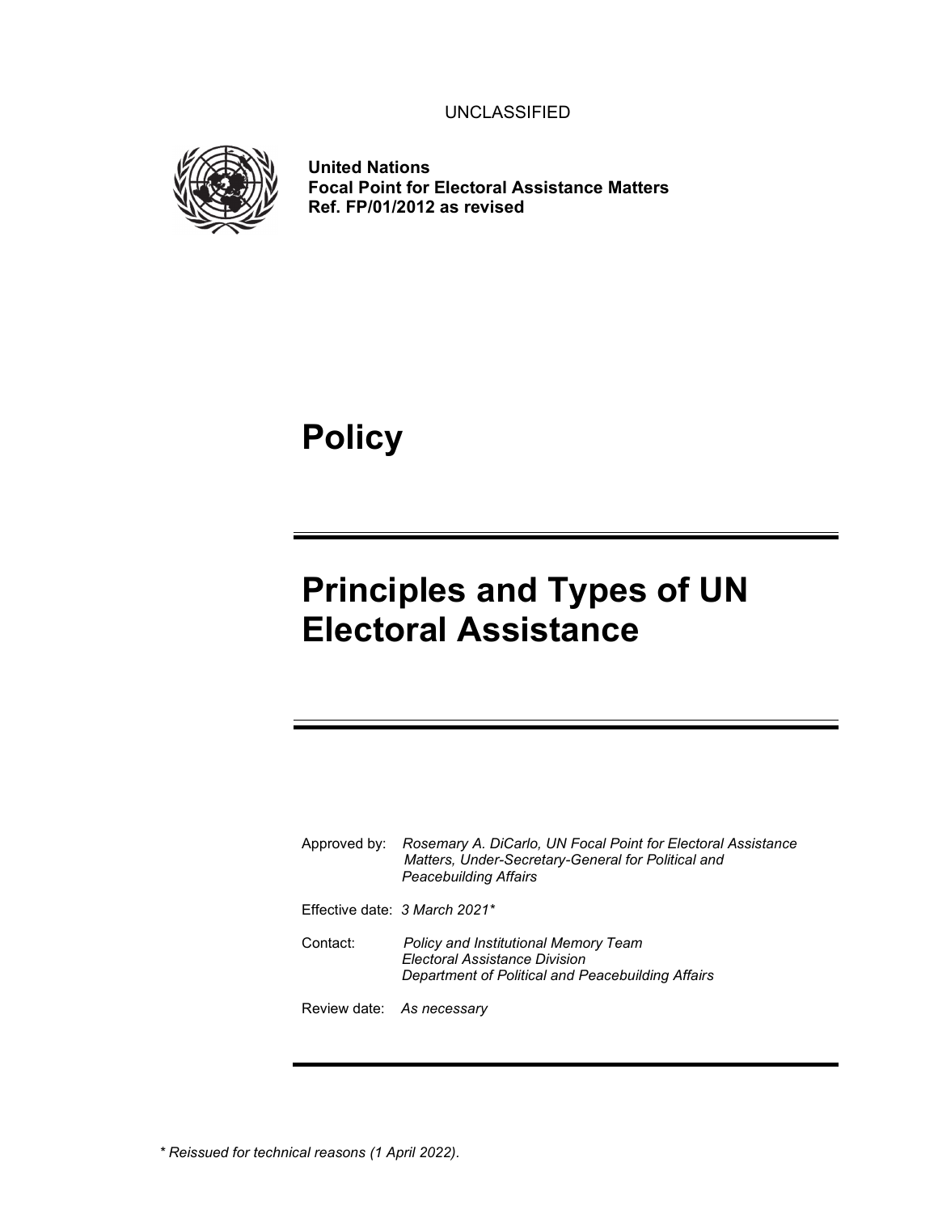UNCLASSIFIED

**United Nations**
**Focal Point for Electoral Assistance Matters**
**Ref. FP/01/2012 as revised**

# Policy

# Principles and Types of UN Electoral Assistance

Approved by: *Rosemary A. DiCarlo, UN Focal Point for Electoral Assistance Matters, Under-Secretary-General for Political and Peacebuilding Affairs*

Effective date: *3 March 2021**

Contact: *Policy and Institutional Memory Team*
*Electoral Assistance Division*
*Department of Political and Peacebuilding Affairs*

Review date: *As necessary*

*\* Reissued for technical reasons (1 April 2022).*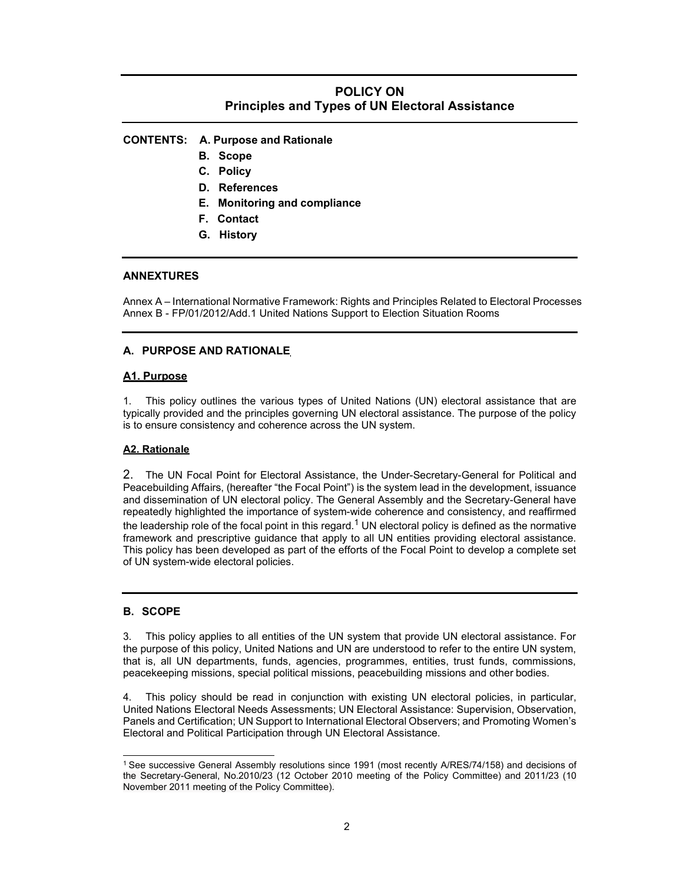## POLICY ON
## Principles and Types of UN Electoral Assistance

**CONTENTS:**
- **A. Purpose and Rationale**
- **B. Scope**
- **C. Policy**
- **D. References**
- **E. Monitoring and compliance**
- **F. Contact**
- **G. History**

**ANNEXTURES**

Annex A – International Normative Framework: Rights and Principles Related to Electoral Processes
Annex B - FP/01/2012/Add.1 United Nations Support to Election Situation Rooms

### A. PURPOSE AND RATIONALE

#### A1. Purpose

1. This policy outlines the various types of United Nations (UN) electoral assistance that are typically provided and the principles governing UN electoral assistance. The purpose of the policy is to ensure consistency and coherence across the UN system.

#### A2. Rationale

2. The UN Focal Point for Electoral Assistance, the Under-Secretary-General for Political and Peacebuilding Affairs, (hereafter "the Focal Point") is the system lead in the development, issuance and dissemination of UN electoral policy. The General Assembly and the Secretary-General have repeatedly highlighted the importance of system-wide coherence and consistency, and reaffirmed the leadership role of the focal point in this regard.[1] UN electoral policy is defined as the normative framework and prescriptive guidance that apply to all UN entities providing electoral assistance. This policy has been developed as part of the efforts of the Focal Point to develop a complete set of UN system-wide electoral policies.

### B. SCOPE

3. This policy applies to all entities of the UN system that provide UN electoral assistance. For the purpose of this policy, United Nations and UN are understood to refer to the entire UN system, that is, all UN departments, funds, agencies, programmes, entities, trust funds, commissions, peacekeeping missions, special political missions, peacebuilding missions and other bodies.

4. This policy should be read in conjunction with existing UN electoral policies, in particular, United Nations Electoral Needs Assessments; UN Electoral Assistance: Supervision, Observation, Panels and Certification; UN Support to International Electoral Observers; and Promoting Women's Electoral and Political Participation through UN Electoral Assistance.

[1] See successive General Assembly resolutions since 1991 (most recently A/RES/74/158) and decisions of the Secretary-General, No.2010/23 (12 October 2010 meeting of the Policy Committee) and 2011/23 (10 November 2011 meeting of the Policy Committee).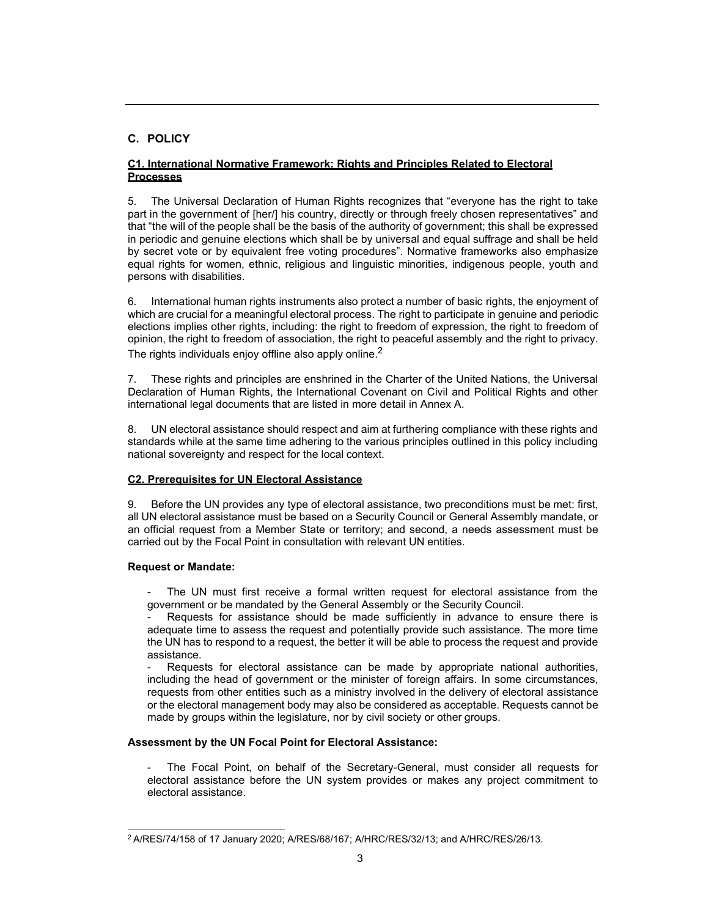## C. POLICY

### C1. International Normative Framework: Rights and Principles Related to Electoral Processes

5. The Universal Declaration of Human Rights recognizes that "everyone has the right to take part in the government of [her/] his country, directly or through freely chosen representatives" and that "the will of the people shall be the basis of the authority of government; this shall be expressed in periodic and genuine elections which shall be by universal and equal suffrage and shall be held by secret vote or by equivalent free voting procedures". Normative frameworks also emphasize equal rights for women, ethnic, religious and linguistic minorities, indigenous people, youth and persons with disabilities.

6. International human rights instruments also protect a number of basic rights, the enjoyment of which are crucial for a meaningful electoral process. The right to participate in genuine and periodic elections implies other rights, including: the right to freedom of expression, the right to freedom of opinion, the right to freedom of association, the right to peaceful assembly and the right to privacy. The rights individuals enjoy offline also apply online.[2]

7. These rights and principles are enshrined in the Charter of the United Nations, the Universal Declaration of Human Rights, the International Covenant on Civil and Political Rights and other international legal documents that are listed in more detail in Annex A.

8. UN electoral assistance should respect and aim at furthering compliance with these rights and standards while at the same time adhering to the various principles outlined in this policy including national sovereignty and respect for the local context.

### C2. Prerequisites for UN Electoral Assistance

9. Before the UN provides any type of electoral assistance, two preconditions must be met: first, all UN electoral assistance must be based on a Security Council or General Assembly mandate, or an official request from a Member State or territory; and second, a needs assessment must be carried out by the Focal Point in consultation with relevant UN entities.

**Request or Mandate:**

- The UN must first receive a formal written request for electoral assistance from the government or be mandated by the General Assembly or the Security Council.
- Requests for assistance should be made sufficiently in advance to ensure there is adequate time to assess the request and potentially provide such assistance. The more time the UN has to respond to a request, the better it will be able to process the request and provide assistance.
- Requests for electoral assistance can be made by appropriate national authorities, including the head of government or the minister of foreign affairs. In some circumstances, requests from other entities such as a ministry involved in the delivery of electoral assistance or the electoral management body may also be considered as acceptable. Requests cannot be made by groups within the legislature, nor by civil society or other groups.

**Assessment by the UN Focal Point for Electoral Assistance:**

- The Focal Point, on behalf of the Secretary-General, must consider all requests for electoral assistance before the UN system provides or makes any project commitment to electoral assistance.

[2] A/RES/74/158 of 17 January 2020; A/RES/68/167; A/HRC/RES/32/13; and A/HRC/RES/26/13.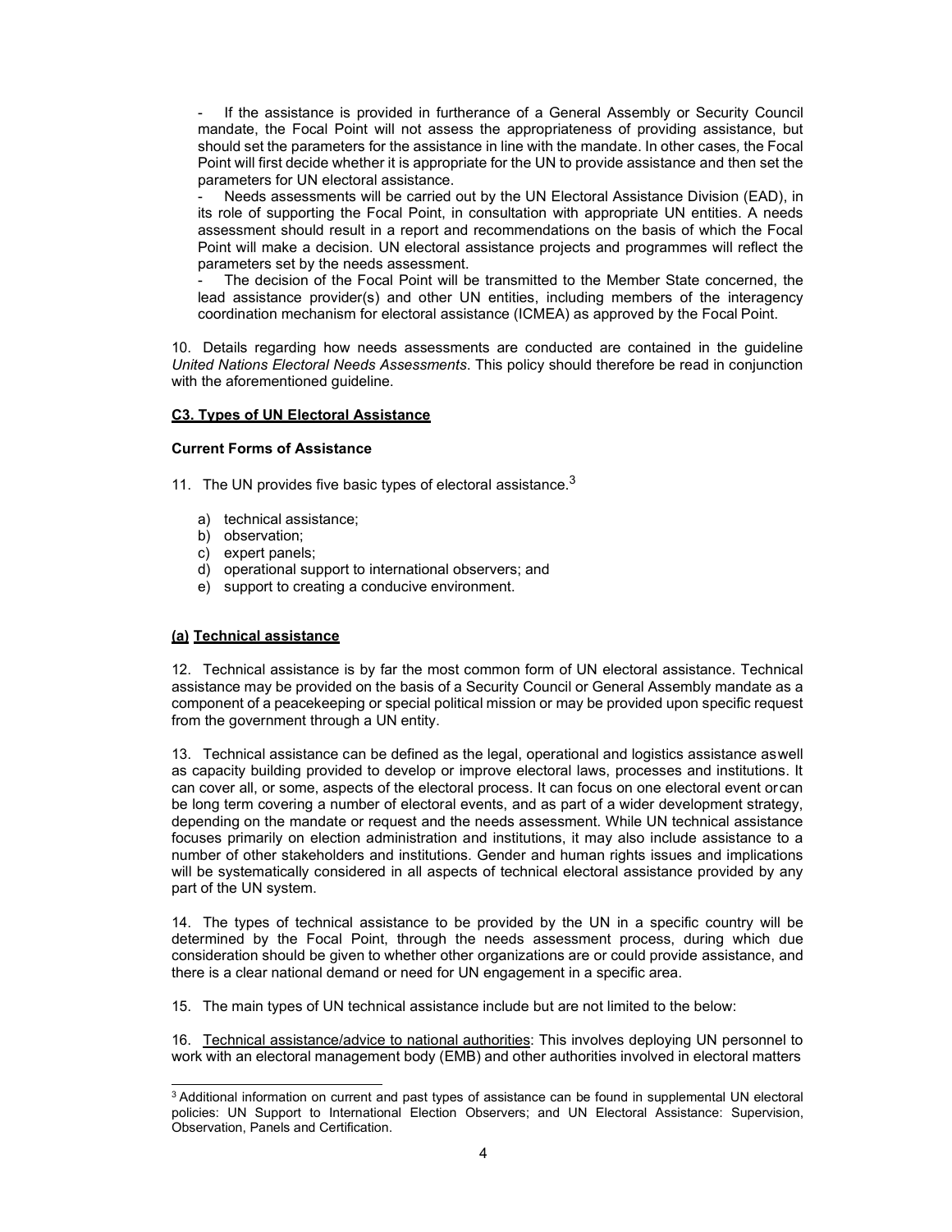- If the assistance is provided in furtherance of a General Assembly or Security Council mandate, the Focal Point will not assess the appropriateness of providing assistance, but should set the parameters for the assistance in line with the mandate. In other cases, the Focal Point will first decide whether it is appropriate for the UN to provide assistance and then set the parameters for UN electoral assistance.
- Needs assessments will be carried out by the UN Electoral Assistance Division (EAD), in its role of supporting the Focal Point, in consultation with appropriate UN entities. A needs assessment should result in a report and recommendations on the basis of which the Focal Point will make a decision. UN electoral assistance projects and programmes will reflect the parameters set by the needs assessment.
- The decision of the Focal Point will be transmitted to the Member State concerned, the lead assistance provider(s) and other UN entities, including members of the interagency coordination mechanism for electoral assistance (ICMEA) as approved by the Focal Point.

10. Details regarding how needs assessments are conducted are contained in the guideline *United Nations Electoral Needs Assessments*. This policy should therefore be read in conjunction with the aforementioned guideline.

### C3. Types of UN Electoral Assistance

#### Current Forms of Assistance

11. The UN provides five basic types of electoral assistance.[3]

   a) technical assistance;
   b) observation;
   c) expert panels;
   d) operational support to international observers; and
   e) support to creating a conducive environment.

#### (a) Technical assistance

12. Technical assistance is by far the most common form of UN electoral assistance. Technical assistance may be provided on the basis of a Security Council or General Assembly mandate as a component of a peacekeeping or special political mission or may be provided upon specific request from the government through a UN entity.

13. Technical assistance can be defined as the legal, operational and logistics assistance as well as capacity building provided to develop or improve electoral laws, processes and institutions. It can cover all, or some, aspects of the electoral process. It can focus on one electoral event or can be long term covering a number of electoral events, and as part of a wider development strategy, depending on the mandate or request and the needs assessment. While UN technical assistance focuses primarily on election administration and institutions, it may also include assistance to a number of other stakeholders and institutions. Gender and human rights issues and implications will be systematically considered in all aspects of technical electoral assistance provided by any part of the UN system.

14. The types of technical assistance to be provided by the UN in a specific country will be determined by the Focal Point, through the needs assessment process, during which due consideration should be given to whether other organizations are or could provide assistance, and there is a clear national demand or need for UN engagement in a specific area.

15. The main types of UN technical assistance include but are not limited to the below:

16. Technical assistance/advice to national authorities: This involves deploying UN personnel to work with an electoral management body (EMB) and other authorities involved in electoral matters

---

[3] Additional information on current and past types of assistance can be found in supplemental UN electoral policies: UN Support to International Election Observers; and UN Electoral Assistance: Supervision, Observation, Panels and Certification.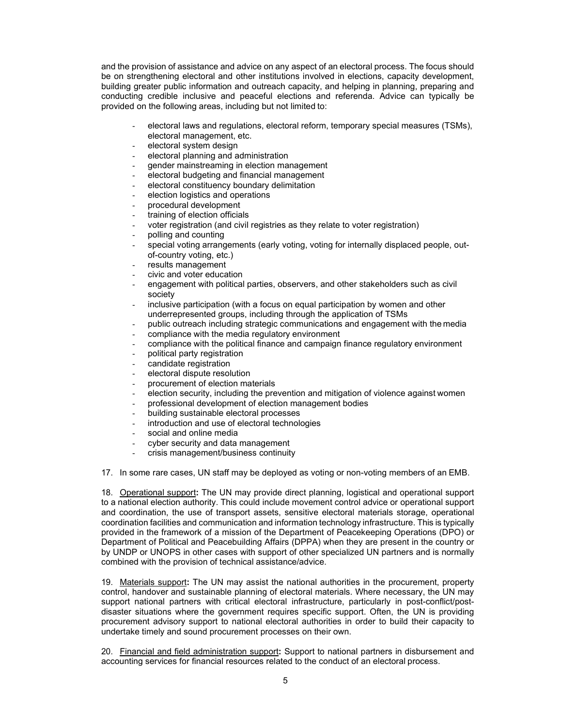and the provision of assistance and advice on any aspect of an electoral process. The focus should be on strengthening electoral and other institutions involved in elections, capacity development, building greater public information and outreach capacity, and helping in planning, preparing and conducting credible inclusive and peaceful elections and referenda. Advice can typically be provided on the following areas, including but not limited to:

- electoral laws and regulations, electoral reform, temporary special measures (TSMs), electoral management, etc.
- electoral system design
- electoral planning and administration
- gender mainstreaming in election management
- electoral budgeting and financial management
- electoral constituency boundary delimitation
- election logistics and operations
- procedural development
- training of election officials
- voter registration (and civil registries as they relate to voter registration)
- polling and counting
- special voting arrangements (early voting, voting for internally displaced people, out-of-country voting, etc.)
- results management
- civic and voter education
- engagement with political parties, observers, and other stakeholders such as civil society
- inclusive participation (with a focus on equal participation by women and other underrepresented groups, including through the application of TSMs
- public outreach including strategic communications and engagement with the media
- compliance with the media regulatory environment
- compliance with the political finance and campaign finance regulatory environment
- political party registration
- candidate registration
- electoral dispute resolution
- procurement of election materials
- election security, including the prevention and mitigation of violence against women
- professional development of election management bodies
- building sustainable electoral processes
- introduction and use of electoral technologies
- social and online media
- cyber security and data management
- crisis management/business continuity

17. In some rare cases, UN staff may be deployed as voting or non-voting members of an EMB.

18. Operational support**:** The UN may provide direct planning, logistical and operational support to a national election authority. This could include movement control advice or operational support and coordination, the use of transport assets, sensitive electoral materials storage, operational coordination facilities and communication and information technology infrastructure. This is typically provided in the framework of a mission of the Department of Peacekeeping Operations (DPO) or Department of Political and Peacebuilding Affairs (DPPA) when they are present in the country or by UNDP or UNOPS in other cases with support of other specialized UN partners and is normally combined with the provision of technical assistance/advice.

19. Materials support**:** The UN may assist the national authorities in the procurement, property control, handover and sustainable planning of electoral materials. Where necessary, the UN may support national partners with critical electoral infrastructure, particularly in post-conflict/post-disaster situations where the government requires specific support. Often, the UN is providing procurement advisory support to national electoral authorities in order to build their capacity to undertake timely and sound procurement processes on their own.

20. Financial and field administration support**:** Support to national partners in disbursement and accounting services for financial resources related to the conduct of an electoral process.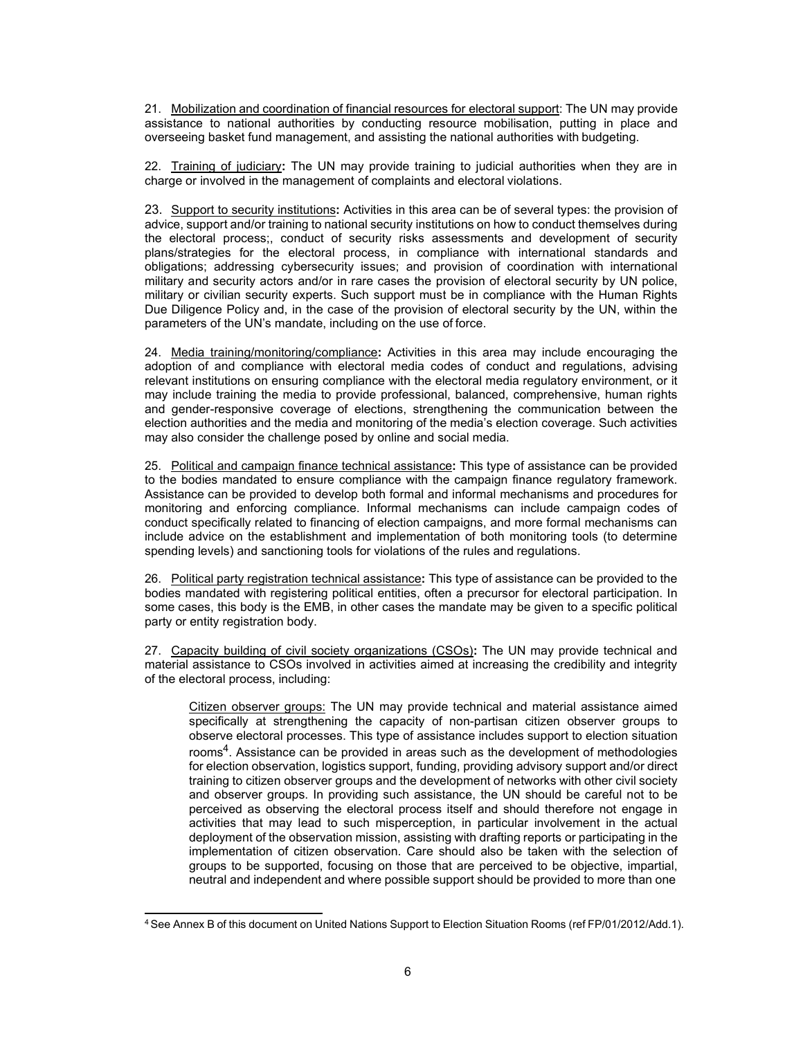21. Mobilization and coordination of financial resources for electoral support: The UN may provide assistance to national authorities by conducting resource mobilisation, putting in place and overseeing basket fund management, and assisting the national authorities with budgeting.

22. Training of judiciary**:** The UN may provide training to judicial authorities when they are in charge or involved in the management of complaints and electoral violations.

23. Support to security institutions**:** Activities in this area can be of several types: the provision of advice, support and/or training to national security institutions on how to conduct themselves during the electoral process;, conduct of security risks assessments and development of security plans/strategies for the electoral process, in compliance with international standards and obligations; addressing cybersecurity issues; and provision of coordination with international military and security actors and/or in rare cases the provision of electoral security by UN police, military or civilian security experts. Such support must be in compliance with the Human Rights Due Diligence Policy and, in the case of the provision of electoral security by the UN, within the parameters of the UN's mandate, including on the use of force.

24. Media training/monitoring/compliance**:** Activities in this area may include encouraging the adoption of and compliance with electoral media codes of conduct and regulations, advising relevant institutions on ensuring compliance with the electoral media regulatory environment, or it may include training the media to provide professional, balanced, comprehensive, human rights and gender-responsive coverage of elections, strengthening the communication between the election authorities and the media and monitoring of the media's election coverage. Such activities may also consider the challenge posed by online and social media.

25. Political and campaign finance technical assistance**:** This type of assistance can be provided to the bodies mandated to ensure compliance with the campaign finance regulatory framework. Assistance can be provided to develop both formal and informal mechanisms and procedures for monitoring and enforcing compliance. Informal mechanisms can include campaign codes of conduct specifically related to financing of election campaigns, and more formal mechanisms can include advice on the establishment and implementation of both monitoring tools (to determine spending levels) and sanctioning tools for violations of the rules and regulations.

26. Political party registration technical assistance**:** This type of assistance can be provided to the bodies mandated with registering political entities, often a precursor for electoral participation. In some cases, this body is the EMB, in other cases the mandate may be given to a specific political party or entity registration body.

27. Capacity building of civil society organizations (CSOs)**:** The UN may provide technical and material assistance to CSOs involved in activities aimed at increasing the credibility and integrity of the electoral process, including:

> Citizen observer groups: The UN may provide technical and material assistance aimed specifically at strengthening the capacity of non-partisan citizen observer groups to observe electoral processes. This type of assistance includes support to election situation rooms[4]. Assistance can be provided in areas such as the development of methodologies for election observation, logistics support, funding, providing advisory support and/or direct training to citizen observer groups and the development of networks with other civil society and observer groups. In providing such assistance, the UN should be careful not to be perceived as observing the electoral process itself and should therefore not engage in activities that may lead to such misperception, in particular involvement in the actual deployment of the observation mission, assisting with drafting reports or participating in the implementation of citizen observation. Care should also be taken with the selection of groups to be supported, focusing on those that are perceived to be objective, impartial, neutral and independent and where possible support should be provided to more than one

[4] See Annex B of this document on United Nations Support to Election Situation Rooms (ref FP/01/2012/Add.1).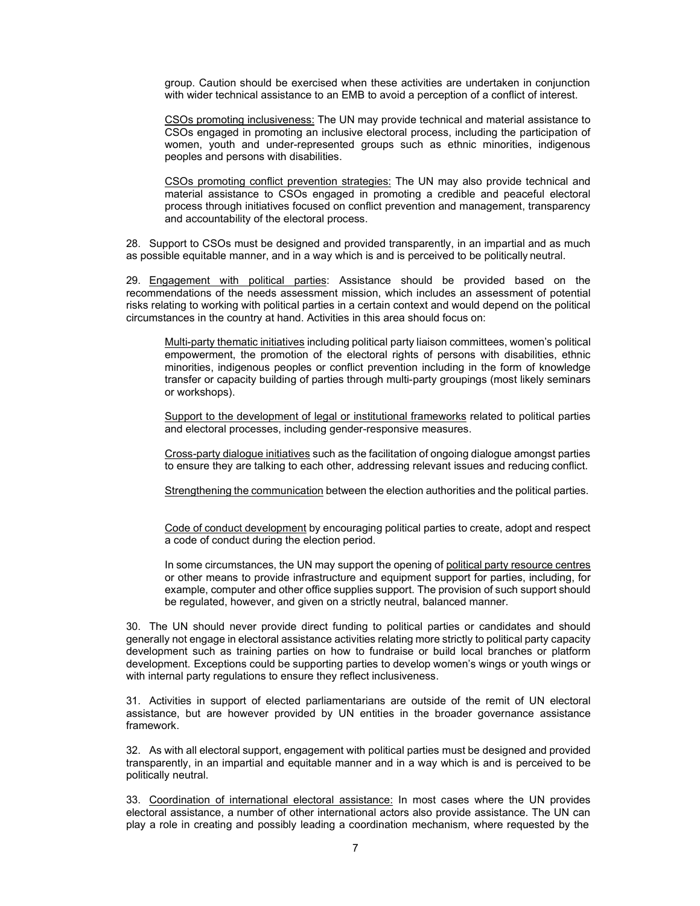group. Caution should be exercised when these activities are undertaken in conjunction with wider technical assistance to an EMB to avoid a perception of a conflict of interest.

<u>CSOs promoting inclusiveness:</u> The UN may provide technical and material assistance to CSOs engaged in promoting an inclusive electoral process, including the participation of women, youth and under-represented groups such as ethnic minorities, indigenous peoples and persons with disabilities.

<u>CSOs promoting conflict prevention strategies:</u> The UN may also provide technical and material assistance to CSOs engaged in promoting a credible and peaceful electoral process through initiatives focused on conflict prevention and management, transparency and accountability of the electoral process.

28. Support to CSOs must be designed and provided transparently, in an impartial and as much as possible equitable manner, and in a way which is and is perceived to be politically neutral.

29. <u>Engagement with political parties</u>: Assistance should be provided based on the recommendations of the needs assessment mission, which includes an assessment of potential risks relating to working with political parties in a certain context and would depend on the political circumstances in the country at hand. Activities in this area should focus on:

<u>Multi-party thematic initiatives</u> including political party liaison committees, women's political empowerment, the promotion of the electoral rights of persons with disabilities, ethnic minorities, indigenous peoples or conflict prevention including in the form of knowledge transfer or capacity building of parties through multi-party groupings (most likely seminars or workshops).

<u>Support to the development of legal or institutional frameworks</u> related to political parties and electoral processes, including gender-responsive measures.

<u>Cross-party dialogue initiatives</u> such as the facilitation of ongoing dialogue amongst parties to ensure they are talking to each other, addressing relevant issues and reducing conflict.

<u>Strengthening the communication</u> between the election authorities and the political parties.

<u>Code of conduct development</u> by encouraging political parties to create, adopt and respect a code of conduct during the election period.

In some circumstances, the UN may support the opening of <u>political party resource centres</u> or other means to provide infrastructure and equipment support for parties, including, for example, computer and other office supplies support. The provision of such support should be regulated, however, and given on a strictly neutral, balanced manner.

30. The UN should never provide direct funding to political parties or candidates and should generally not engage in electoral assistance activities relating more strictly to political party capacity development such as training parties on how to fundraise or build local branches or platform development. Exceptions could be supporting parties to develop women's wings or youth wings or with internal party regulations to ensure they reflect inclusiveness.

31. Activities in support of elected parliamentarians are outside of the remit of UN electoral assistance, but are however provided by UN entities in the broader governance assistance framework.

32. As with all electoral support, engagement with political parties must be designed and provided transparently, in an impartial and equitable manner and in a way which is and is perceived to be politically neutral.

33. <u>Coordination of international electoral assistance:</u> In most cases where the UN provides electoral assistance, a number of other international actors also provide assistance. The UN can play a role in creating and possibly leading a coordination mechanism, where requested by the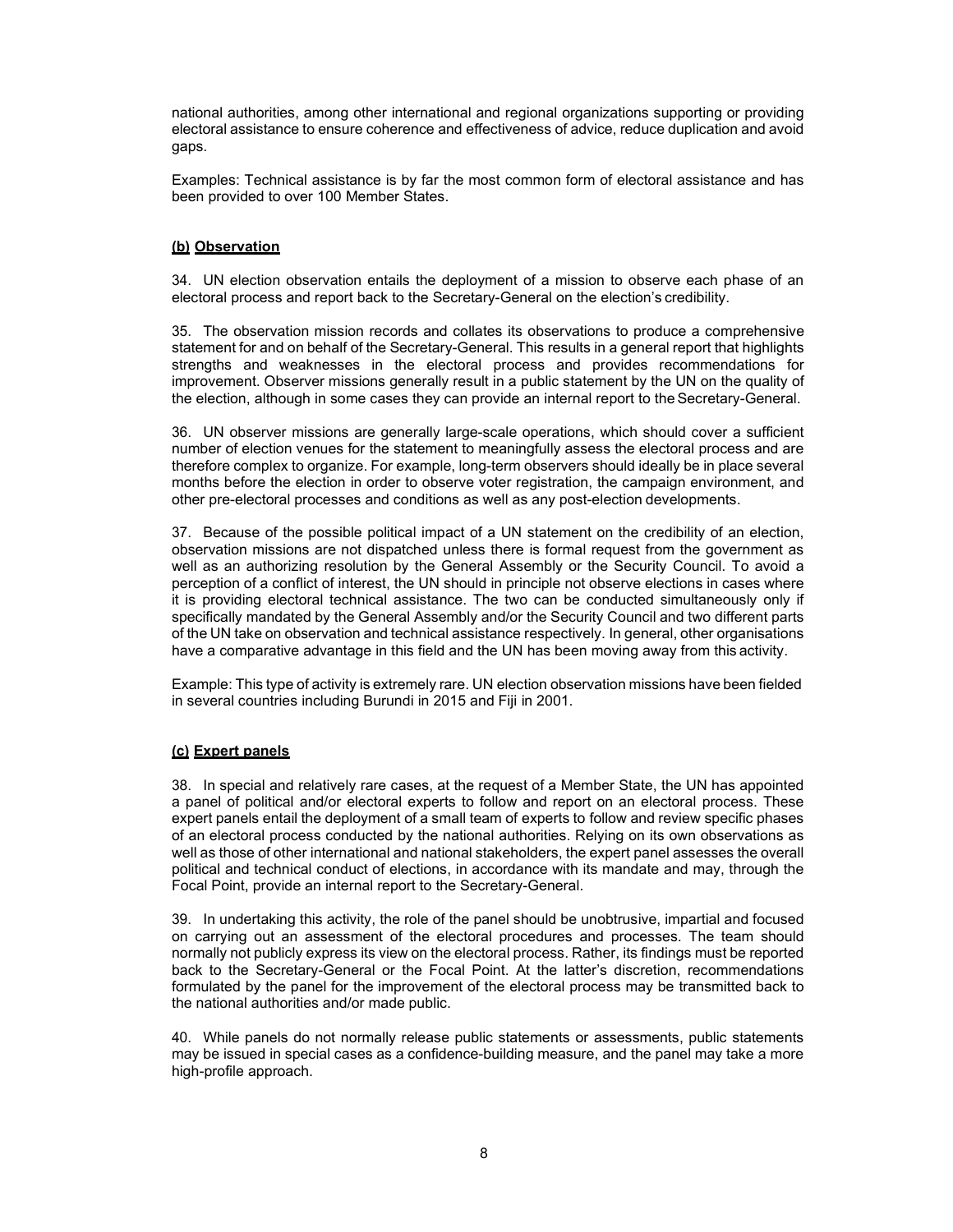national authorities, among other international and regional organizations supporting or providing electoral assistance to ensure coherence and effectiveness of advice, reduce duplication and avoid gaps.

Examples: Technical assistance is by far the most common form of electoral assistance and has been provided to over 100 Member States.

### <u>(b)</u> <u>Observation</u>

34. UN election observation entails the deployment of a mission to observe each phase of an electoral process and report back to the Secretary-General on the election's credibility.

35. The observation mission records and collates its observations to produce a comprehensive statement for and on behalf of the Secretary-General. This results in a general report that highlights strengths and weaknesses in the electoral process and provides recommendations for improvement. Observer missions generally result in a public statement by the UN on the quality of the election, although in some cases they can provide an internal report to the Secretary-General.

36. UN observer missions are generally large-scale operations, which should cover a sufficient number of election venues for the statement to meaningfully assess the electoral process and are therefore complex to organize. For example, long-term observers should ideally be in place several months before the election in order to observe voter registration, the campaign environment, and other pre-electoral processes and conditions as well as any post-election developments.

37. Because of the possible political impact of a UN statement on the credibility of an election, observation missions are not dispatched unless there is formal request from the government as well as an authorizing resolution by the General Assembly or the Security Council. To avoid a perception of a conflict of interest, the UN should in principle not observe elections in cases where it is providing electoral technical assistance. The two can be conducted simultaneously only if specifically mandated by the General Assembly and/or the Security Council and two different parts of the UN take on observation and technical assistance respectively. In general, other organisations have a comparative advantage in this field and the UN has been moving away from this activity.

Example: This type of activity is extremely rare. UN election observation missions have been fielded in several countries including Burundi in 2015 and Fiji in 2001.

### <u>(c)</u> <u>Expert panels</u>

38. In special and relatively rare cases, at the request of a Member State, the UN has appointed a panel of political and/or electoral experts to follow and report on an electoral process. These expert panels entail the deployment of a small team of experts to follow and review specific phases of an electoral process conducted by the national authorities. Relying on its own observations as well as those of other international and national stakeholders, the expert panel assesses the overall political and technical conduct of elections, in accordance with its mandate and may, through the Focal Point, provide an internal report to the Secretary-General.

39. In undertaking this activity, the role of the panel should be unobtrusive, impartial and focused on carrying out an assessment of the electoral procedures and processes. The team should normally not publicly express its view on the electoral process. Rather, its findings must be reported back to the Secretary-General or the Focal Point. At the latter's discretion, recommendations formulated by the panel for the improvement of the electoral process may be transmitted back to the national authorities and/or made public.

40. While panels do not normally release public statements or assessments, public statements may be issued in special cases as a confidence-building measure, and the panel may take a more high-profile approach.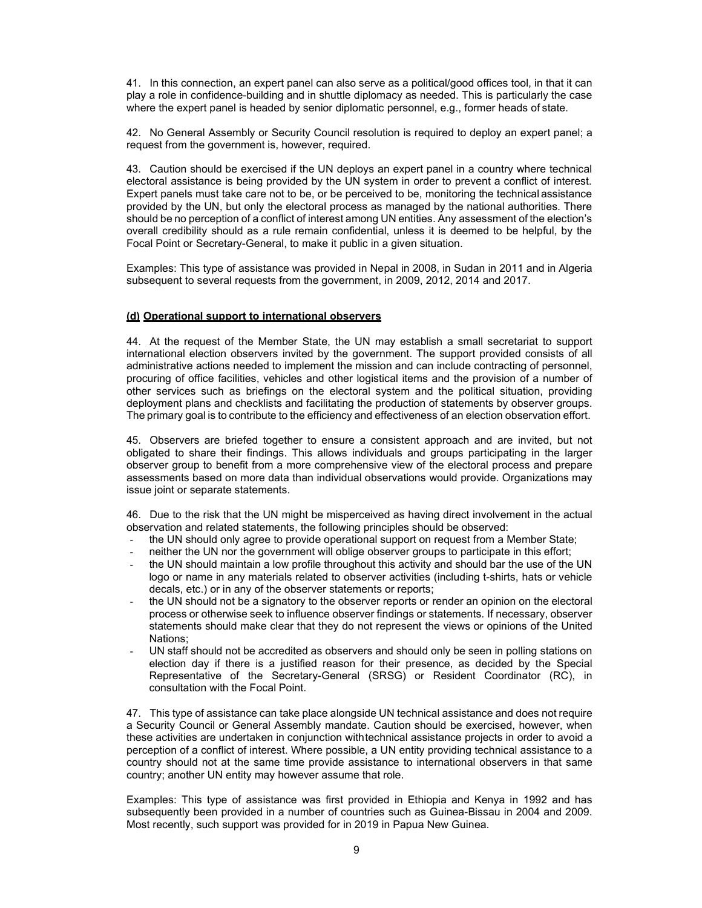41. In this connection, an expert panel can also serve as a political/good offices tool, in that it can play a role in confidence-building and in shuttle diplomacy as needed. This is particularly the case where the expert panel is headed by senior diplomatic personnel, e.g., former heads of state.

42. No General Assembly or Security Council resolution is required to deploy an expert panel; a request from the government is, however, required.

43. Caution should be exercised if the UN deploys an expert panel in a country where technical electoral assistance is being provided by the UN system in order to prevent a conflict of interest. Expert panels must take care not to be, or be perceived to be, monitoring the technical assistance provided by the UN, but only the electoral process as managed by the national authorities. There should be no perception of a conflict of interest among UN entities. Any assessment of the election's overall credibility should as a rule remain confidential, unless it is deemed to be helpful, by the Focal Point or Secretary-General, to make it public in a given situation.

Examples: This type of assistance was provided in Nepal in 2008, in Sudan in 2011 and in Algeria subsequent to several requests from the government, in 2009, 2012, 2014 and 2017.

### (d) Operational support to international observers

44. At the request of the Member State, the UN may establish a small secretariat to support international election observers invited by the government. The support provided consists of all administrative actions needed to implement the mission and can include contracting of personnel, procuring of office facilities, vehicles and other logistical items and the provision of a number of other services such as briefings on the electoral system and the political situation, providing deployment plans and checklists and facilitating the production of statements by observer groups. The primary goal is to contribute to the efficiency and effectiveness of an election observation effort.

45. Observers are briefed together to ensure a consistent approach and are invited, but not obligated to share their findings. This allows individuals and groups participating in the larger observer group to benefit from a more comprehensive view of the electoral process and prepare assessments based on more data than individual observations would provide. Organizations may issue joint or separate statements.

46. Due to the risk that the UN might be misperceived as having direct involvement in the actual observation and related statements, the following principles should be observed:

- the UN should only agree to provide operational support on request from a Member State;
- neither the UN nor the government will oblige observer groups to participate in this effort;
- the UN should maintain a low profile throughout this activity and should bar the use of the UN logo or name in any materials related to observer activities (including t-shirts, hats or vehicle decals, etc.) or in any of the observer statements or reports;
- the UN should not be a signatory to the observer reports or render an opinion on the electoral process or otherwise seek to influence observer findings or statements. If necessary, observer statements should make clear that they do not represent the views or opinions of the United Nations;
- UN staff should not be accredited as observers and should only be seen in polling stations on election day if there is a justified reason for their presence, as decided by the Special Representative of the Secretary-General (SRSG) or Resident Coordinator (RC), in consultation with the Focal Point.

47. This type of assistance can take place alongside UN technical assistance and does not require a Security Council or General Assembly mandate. Caution should be exercised, however, when these activities are undertaken in conjunction withtechnical assistance projects in order to avoid a perception of a conflict of interest. Where possible, a UN entity providing technical assistance to a country should not at the same time provide assistance to international observers in that same country; another UN entity may however assume that role.

Examples: This type of assistance was first provided in Ethiopia and Kenya in 1992 and has subsequently been provided in a number of countries such as Guinea-Bissau in 2004 and 2009. Most recently, such support was provided for in 2019 in Papua New Guinea.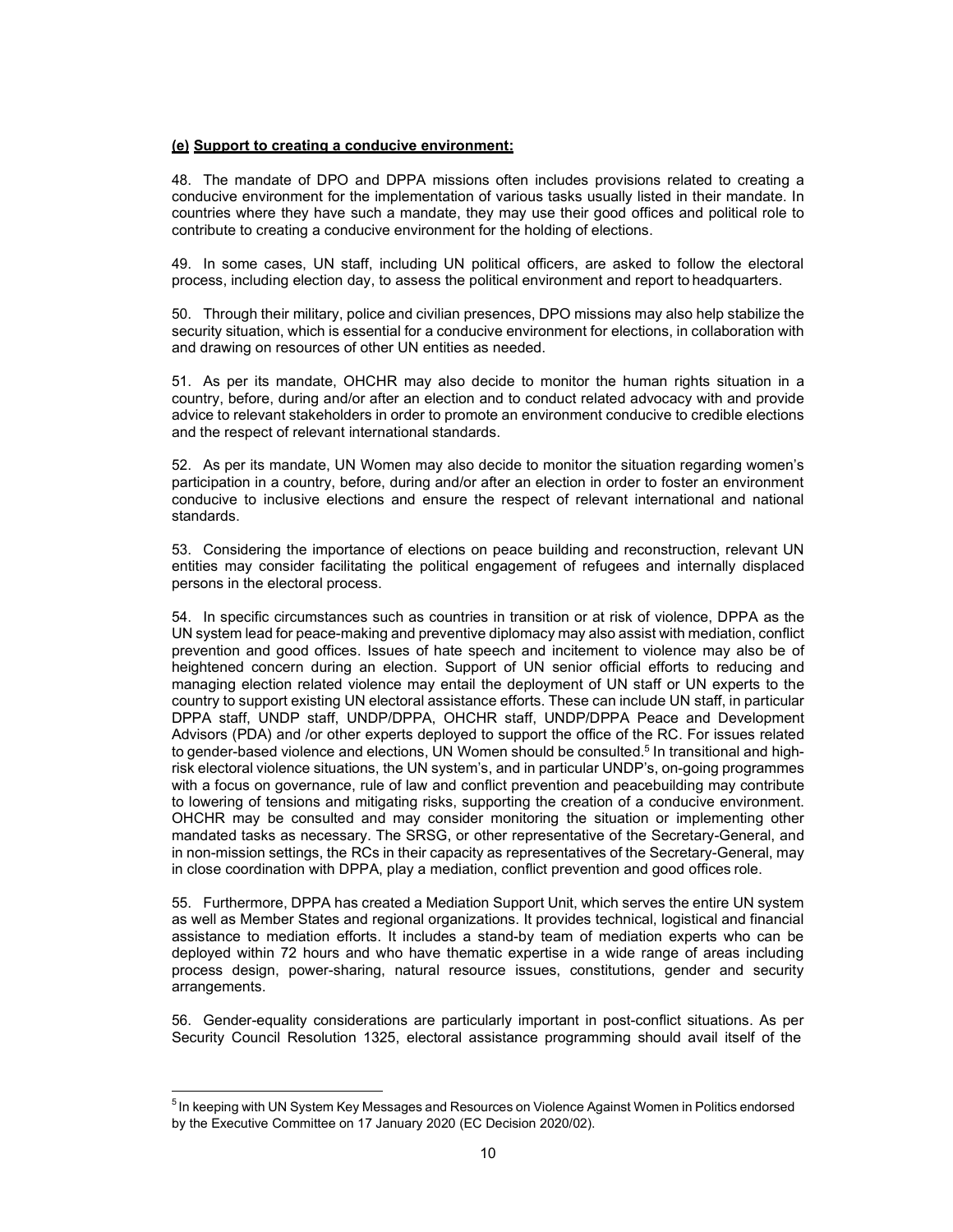**(e) Support to creating a conducive environment:**

48. The mandate of DPO and DPPA missions often includes provisions related to creating a conducive environment for the implementation of various tasks usually listed in their mandate. In countries where they have such a mandate, they may use their good offices and political role to contribute to creating a conducive environment for the holding of elections.

49. In some cases, UN staff, including UN political officers, are asked to follow the electoral process, including election day, to assess the political environment and report to headquarters.

50. Through their military, police and civilian presences, DPO missions may also help stabilize the security situation, which is essential for a conducive environment for elections, in collaboration with and drawing on resources of other UN entities as needed.

51. As per its mandate, OHCHR may also decide to monitor the human rights situation in a country, before, during and/or after an election and to conduct related advocacy with and provide advice to relevant stakeholders in order to promote an environment conducive to credible elections and the respect of relevant international standards.

52. As per its mandate, UN Women may also decide to monitor the situation regarding women's participation in a country, before, during and/or after an election in order to foster an environment conducive to inclusive elections and ensure the respect of relevant international and national standards.

53. Considering the importance of elections on peace building and reconstruction, relevant UN entities may consider facilitating the political engagement of refugees and internally displaced persons in the electoral process.

54. In specific circumstances such as countries in transition or at risk of violence, DPPA as the UN system lead for peace-making and preventive diplomacy may also assist with mediation, conflict prevention and good offices. Issues of hate speech and incitement to violence may also be of heightened concern during an election. Support of UN senior official efforts to reducing and managing election related violence may entail the deployment of UN staff or UN experts to the country to support existing UN electoral assistance efforts. These can include UN staff, in particular DPPA staff, UNDP staff, UNDP/DPPA, OHCHR staff, UNDP/DPPA Peace and Development Advisors (PDA) and /or other experts deployed to support the office of the RC. For issues related to gender-based violence and elections, UN Women should be consulted.[5] In transitional and high-risk electoral violence situations, the UN system's, and in particular UNDP's, on-going programmes with a focus on governance, rule of law and conflict prevention and peacebuilding may contribute to lowering of tensions and mitigating risks, supporting the creation of a conducive environment. OHCHR may be consulted and may consider monitoring the situation or implementing other mandated tasks as necessary. The SRSG, or other representative of the Secretary-General, and in non-mission settings, the RCs in their capacity as representatives of the Secretary-General, may in close coordination with DPPA, play a mediation, conflict prevention and good offices role.

55. Furthermore, DPPA has created a Mediation Support Unit, which serves the entire UN system as well as Member States and regional organizations. It provides technical, logistical and financial assistance to mediation efforts. It includes a stand-by team of mediation experts who can be deployed within 72 hours and who have thematic expertise in a wide range of areas including process design, power-sharing, natural resource issues, constitutions, gender and security arrangements.

56. Gender-equality considerations are particularly important in post-conflict situations. As per Security Council Resolution 1325, electoral assistance programming should avail itself of the

---

[5] In keeping with UN System Key Messages and Resources on Violence Against Women in Politics endorsed by the Executive Committee on 17 January 2020 (EC Decision 2020/02).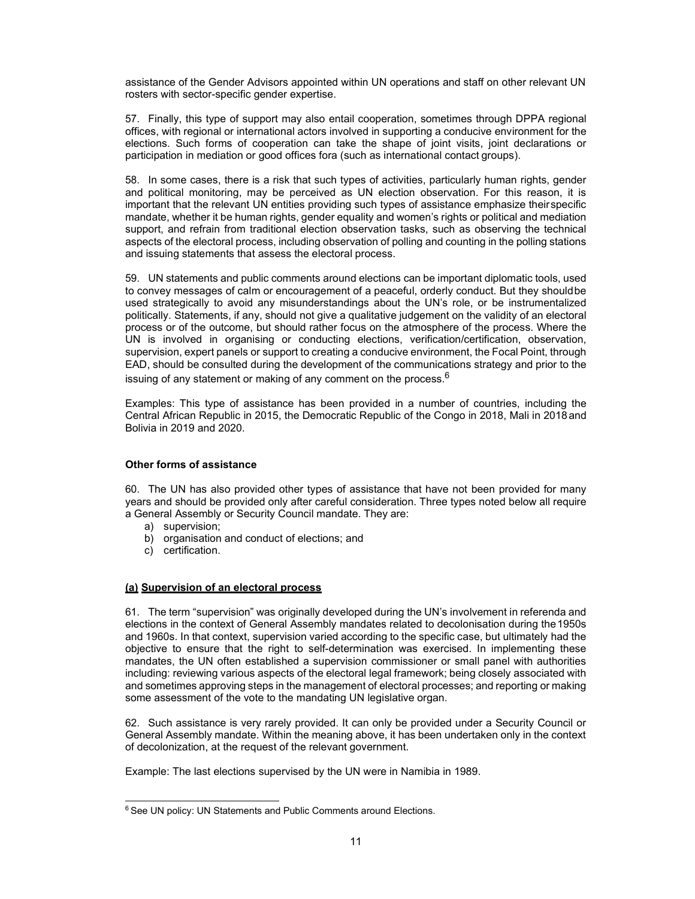assistance of the Gender Advisors appointed within UN operations and staff on other relevant UN rosters with sector-specific gender expertise.

57. Finally, this type of support may also entail cooperation, sometimes through DPPA regional offices, with regional or international actors involved in supporting a conducive environment for the elections. Such forms of cooperation can take the shape of joint visits, joint declarations or participation in mediation or good offices fora (such as international contact groups).

58. In some cases, there is a risk that such types of activities, particularly human rights, gender and political monitoring, may be perceived as UN election observation. For this reason, it is important that the relevant UN entities providing such types of assistance emphasize their specific mandate, whether it be human rights, gender equality and women's rights or political and mediation support, and refrain from traditional election observation tasks, such as observing the technical aspects of the electoral process, including observation of polling and counting in the polling stations and issuing statements that assess the electoral process.

59. UN statements and public comments around elections can be important diplomatic tools, used to convey messages of calm or encouragement of a peaceful, orderly conduct. But they should be used strategically to avoid any misunderstandings about the UN's role, or be instrumentalized politically. Statements, if any, should not give a qualitative judgement on the validity of an electoral process or of the outcome, but should rather focus on the atmosphere of the process. Where the UN is involved in organising or conducting elections, verification/certification, observation, supervision, expert panels or support to creating a conducive environment, the Focal Point, through EAD, should be consulted during the development of the communications strategy and prior to the issuing of any statement or making of any comment on the process.[6]

Examples: This type of assistance has been provided in a number of countries, including the Central African Republic in 2015, the Democratic Republic of the Congo in 2018, Mali in 2018 and Bolivia in 2019 and 2020.

### Other forms of assistance

60. The UN has also provided other types of assistance that have not been provided for many years and should be provided only after careful consideration. Three types noted below all require a General Assembly or Security Council mandate. They are:

a) supervision;
b) organisation and conduct of elections; and
c) certification.

#### (a) Supervision of an electoral process

61. The term "supervision" was originally developed during the UN's involvement in referenda and elections in the context of General Assembly mandates related to decolonisation during the 1950s and 1960s. In that context, supervision varied according to the specific case, but ultimately had the objective to ensure that the right to self-determination was exercised. In implementing these mandates, the UN often established a supervision commissioner or small panel with authorities including: reviewing various aspects of the electoral legal framework; being closely associated with and sometimes approving steps in the management of electoral processes; and reporting or making some assessment of the vote to the mandating UN legislative organ.

62. Such assistance is very rarely provided. It can only be provided under a Security Council or General Assembly mandate. Within the meaning above, it has been undertaken only in the context of decolonization, at the request of the relevant government.

Example: The last elections supervised by the UN were in Namibia in 1989.

[6] See UN policy: UN Statements and Public Comments around Elections.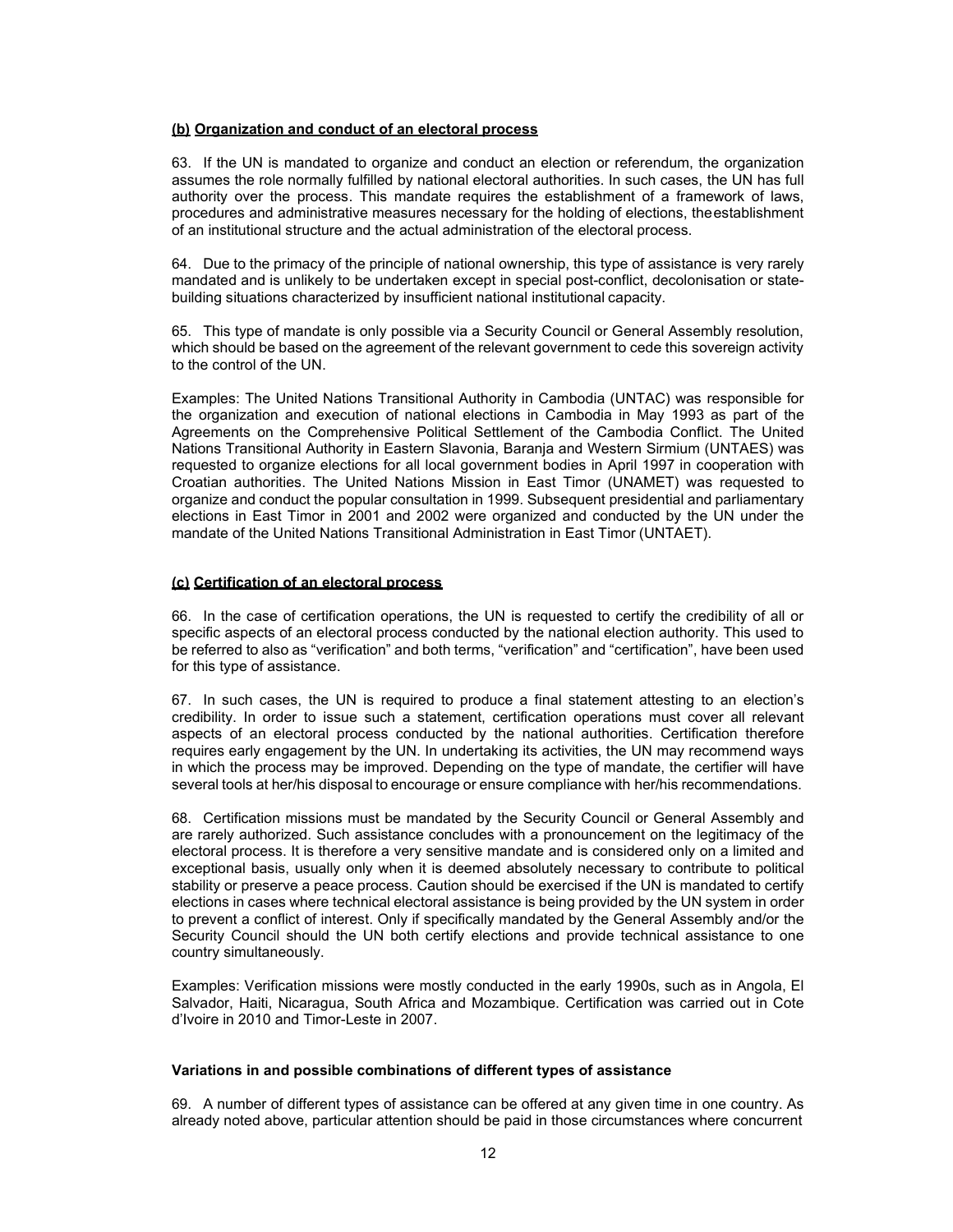### (b) Organization and conduct of an electoral process

63. If the UN is mandated to organize and conduct an election or referendum, the organization assumes the role normally fulfilled by national electoral authorities. In such cases, the UN has full authority over the process. This mandate requires the establishment of a framework of laws, procedures and administrative measures necessary for the holding of elections, theestablishment of an institutional structure and the actual administration of the electoral process.

64. Due to the primacy of the principle of national ownership, this type of assistance is very rarely mandated and is unlikely to be undertaken except in special post-conflict, decolonisation or state-building situations characterized by insufficient national institutional capacity.

65. This type of mandate is only possible via a Security Council or General Assembly resolution, which should be based on the agreement of the relevant government to cede this sovereign activity to the control of the UN.

Examples: The United Nations Transitional Authority in Cambodia (UNTAC) was responsible for the organization and execution of national elections in Cambodia in May 1993 as part of the Agreements on the Comprehensive Political Settlement of the Cambodia Conflict. The United Nations Transitional Authority in Eastern Slavonia, Baranja and Western Sirmium (UNTAES) was requested to organize elections for all local government bodies in April 1997 in cooperation with Croatian authorities. The United Nations Mission in East Timor (UNAMET) was requested to organize and conduct the popular consultation in 1999. Subsequent presidential and parliamentary elections in East Timor in 2001 and 2002 were organized and conducted by the UN under the mandate of the United Nations Transitional Administration in East Timor (UNTAET).

### (c) Certification of an electoral process

66. In the case of certification operations, the UN is requested to certify the credibility of all or specific aspects of an electoral process conducted by the national election authority. This used to be referred to also as "verification" and both terms, "verification" and "certification", have been used for this type of assistance.

67. In such cases, the UN is required to produce a final statement attesting to an election's credibility. In order to issue such a statement, certification operations must cover all relevant aspects of an electoral process conducted by the national authorities. Certification therefore requires early engagement by the UN. In undertaking its activities, the UN may recommend ways in which the process may be improved. Depending on the type of mandate, the certifier will have several tools at her/his disposal to encourage or ensure compliance with her/his recommendations.

68. Certification missions must be mandated by the Security Council or General Assembly and are rarely authorized. Such assistance concludes with a pronouncement on the legitimacy of the electoral process. It is therefore a very sensitive mandate and is considered only on a limited and exceptional basis, usually only when it is deemed absolutely necessary to contribute to political stability or preserve a peace process. Caution should be exercised if the UN is mandated to certify elections in cases where technical electoral assistance is being provided by the UN system in order to prevent a conflict of interest. Only if specifically mandated by the General Assembly and/or the Security Council should the UN both certify elections and provide technical assistance to one country simultaneously.

Examples: Verification missions were mostly conducted in the early 1990s, such as in Angola, El Salvador, Haiti, Nicaragua, South Africa and Mozambique. Certification was carried out in Cote d'Ivoire in 2010 and Timor-Leste in 2007.

**Variations in and possible combinations of different types of assistance**

69. A number of different types of assistance can be offered at any given time in one country. As already noted above, particular attention should be paid in those circumstances where concurrent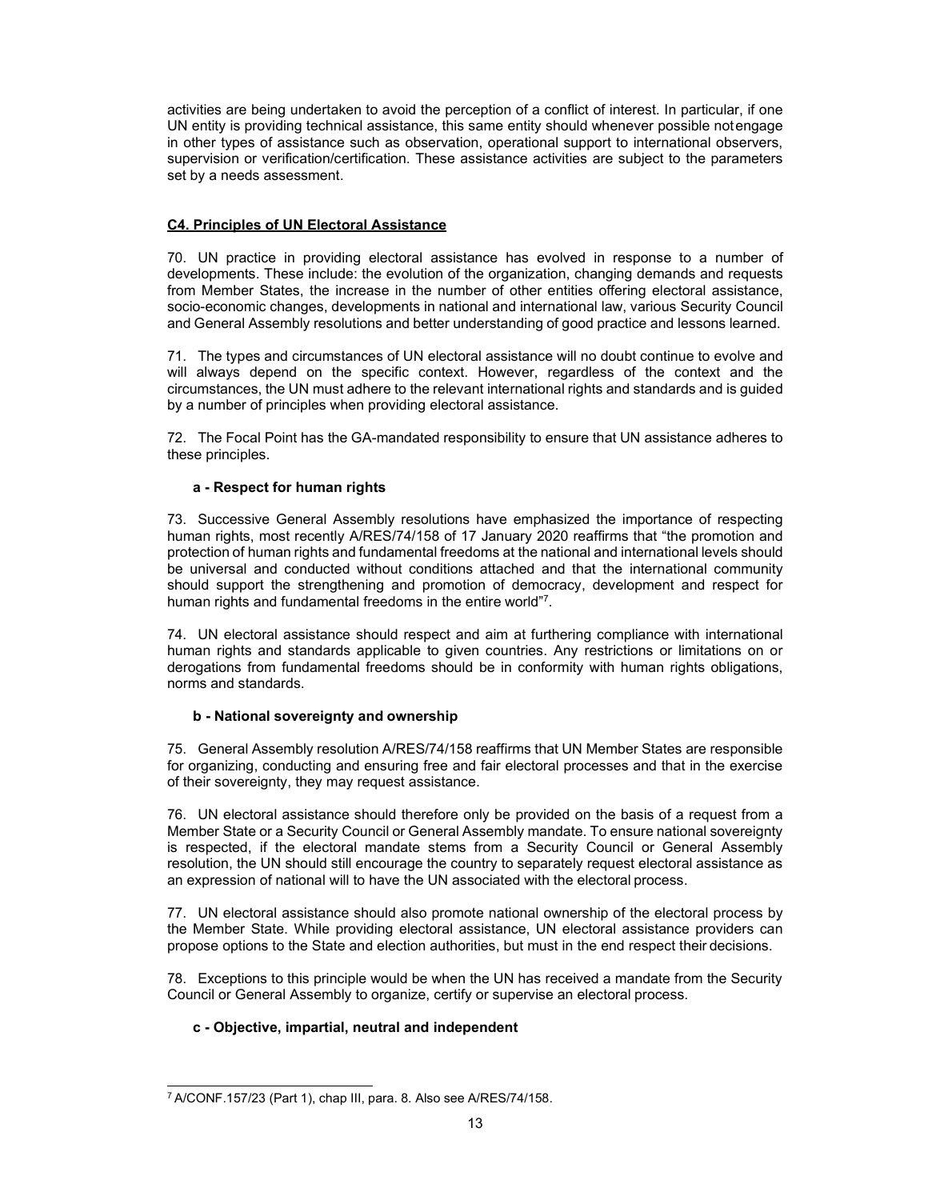activities are being undertaken to avoid the perception of a conflict of interest. In particular, if one UN entity is providing technical assistance, this same entity should whenever possible not engage in other types of assistance such as observation, operational support to international observers, supervision or verification/certification. These assistance activities are subject to the parameters set by a needs assessment.

## C4. Principles of UN Electoral Assistance

70. UN practice in providing electoral assistance has evolved in response to a number of developments. These include: the evolution of the organization, changing demands and requests from Member States, the increase in the number of other entities offering electoral assistance, socio-economic changes, developments in national and international law, various Security Council and General Assembly resolutions and better understanding of good practice and lessons learned.

71. The types and circumstances of UN electoral assistance will no doubt continue to evolve and will always depend on the specific context. However, regardless of the context and the circumstances, the UN must adhere to the relevant international rights and standards and is guided by a number of principles when providing electoral assistance.

72. The Focal Point has the GA-mandated responsibility to ensure that UN assistance adheres to these principles.

### a - Respect for human rights

73. Successive General Assembly resolutions have emphasized the importance of respecting human rights, most recently A/RES/74/158 of 17 January 2020 reaffirms that "the promotion and protection of human rights and fundamental freedoms at the national and international levels should be universal and conducted without conditions attached and that the international community should support the strengthening and promotion of democracy, development and respect for human rights and fundamental freedoms in the entire world"[7].

74. UN electoral assistance should respect and aim at furthering compliance with international human rights and standards applicable to given countries. Any restrictions or limitations on or derogations from fundamental freedoms should be in conformity with human rights obligations, norms and standards.

### b - National sovereignty and ownership

75. General Assembly resolution A/RES/74/158 reaffirms that UN Member States are responsible for organizing, conducting and ensuring free and fair electoral processes and that in the exercise of their sovereignty, they may request assistance.

76. UN electoral assistance should therefore only be provided on the basis of a request from a Member State or a Security Council or General Assembly mandate. To ensure national sovereignty is respected, if the electoral mandate stems from a Security Council or General Assembly resolution, the UN should still encourage the country to separately request electoral assistance as an expression of national will to have the UN associated with the electoral process.

77. UN electoral assistance should also promote national ownership of the electoral process by the Member State. While providing electoral assistance, UN electoral assistance providers can propose options to the State and election authorities, but must in the end respect their decisions.

78. Exceptions to this principle would be when the UN has received a mandate from the Security Council or General Assembly to organize, certify or supervise an electoral process.

### c - Objective, impartial, neutral and independent

---

[7] A/CONF.157/23 (Part 1), chap III, para. 8. Also see A/RES/74/158.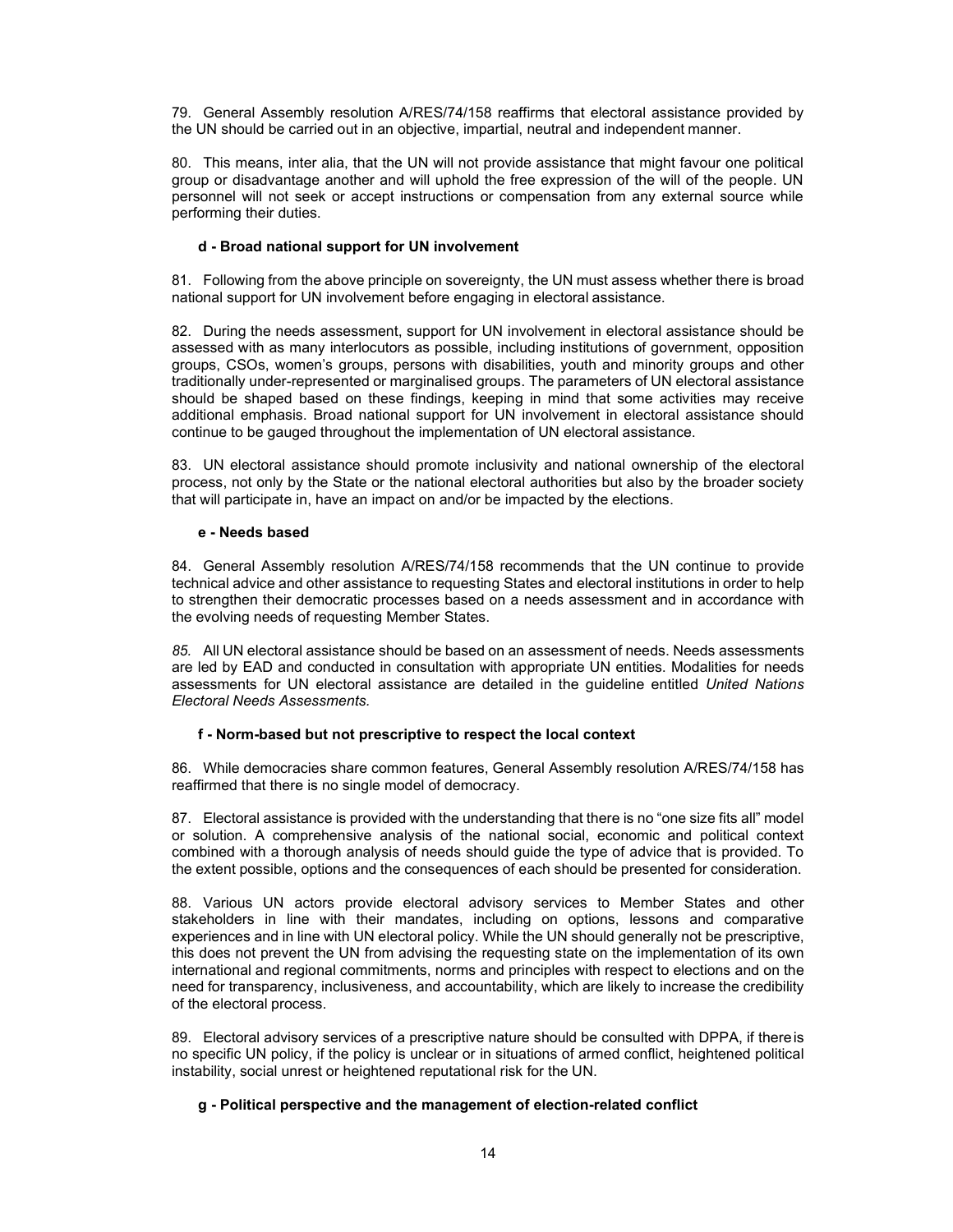79. General Assembly resolution A/RES/74/158 reaffirms that electoral assistance provided by the UN should be carried out in an objective, impartial, neutral and independent manner.

80. This means, inter alia, that the UN will not provide assistance that might favour one political group or disadvantage another and will uphold the free expression of the will of the people. UN personnel will not seek or accept instructions or compensation from any external source while performing their duties.

#### d - Broad national support for UN involvement

81. Following from the above principle on sovereignty, the UN must assess whether there is broad national support for UN involvement before engaging in electoral assistance.

82. During the needs assessment, support for UN involvement in electoral assistance should be assessed with as many interlocutors as possible, including institutions of government, opposition groups, CSOs, women's groups, persons with disabilities, youth and minority groups and other traditionally under-represented or marginalised groups. The parameters of UN electoral assistance should be shaped based on these findings, keeping in mind that some activities may receive additional emphasis. Broad national support for UN involvement in electoral assistance should continue to be gauged throughout the implementation of UN electoral assistance.

83. UN electoral assistance should promote inclusivity and national ownership of the electoral process, not only by the State or the national electoral authorities but also by the broader society that will participate in, have an impact on and/or be impacted by the elections.

#### e - Needs based

84. General Assembly resolution A/RES/74/158 recommends that the UN continue to provide technical advice and other assistance to requesting States and electoral institutions in order to help to strengthen their democratic processes based on a needs assessment and in accordance with the evolving needs of requesting Member States.

*85.* All UN electoral assistance should be based on an assessment of needs. Needs assessments are led by EAD and conducted in consultation with appropriate UN entities. Modalities for needs assessments for UN electoral assistance are detailed in the guideline entitled *United Nations Electoral Needs Assessments.*

#### f - Norm-based but not prescriptive to respect the local context

86. While democracies share common features, General Assembly resolution A/RES/74/158 has reaffirmed that there is no single model of democracy.

87. Electoral assistance is provided with the understanding that there is no "one size fits all" model or solution. A comprehensive analysis of the national social, economic and political context combined with a thorough analysis of needs should guide the type of advice that is provided. To the extent possible, options and the consequences of each should be presented for consideration.

88. Various UN actors provide electoral advisory services to Member States and other stakeholders in line with their mandates, including on options, lessons and comparative experiences and in line with UN electoral policy. While the UN should generally not be prescriptive, this does not prevent the UN from advising the requesting state on the implementation of its own international and regional commitments, norms and principles with respect to elections and on the need for transparency, inclusiveness, and accountability, which are likely to increase the credibility of the electoral process.

89. Electoral advisory services of a prescriptive nature should be consulted with DPPA, if there is no specific UN policy, if the policy is unclear or in situations of armed conflict, heightened political instability, social unrest or heightened reputational risk for the UN.

#### g - Political perspective and the management of election-related conflict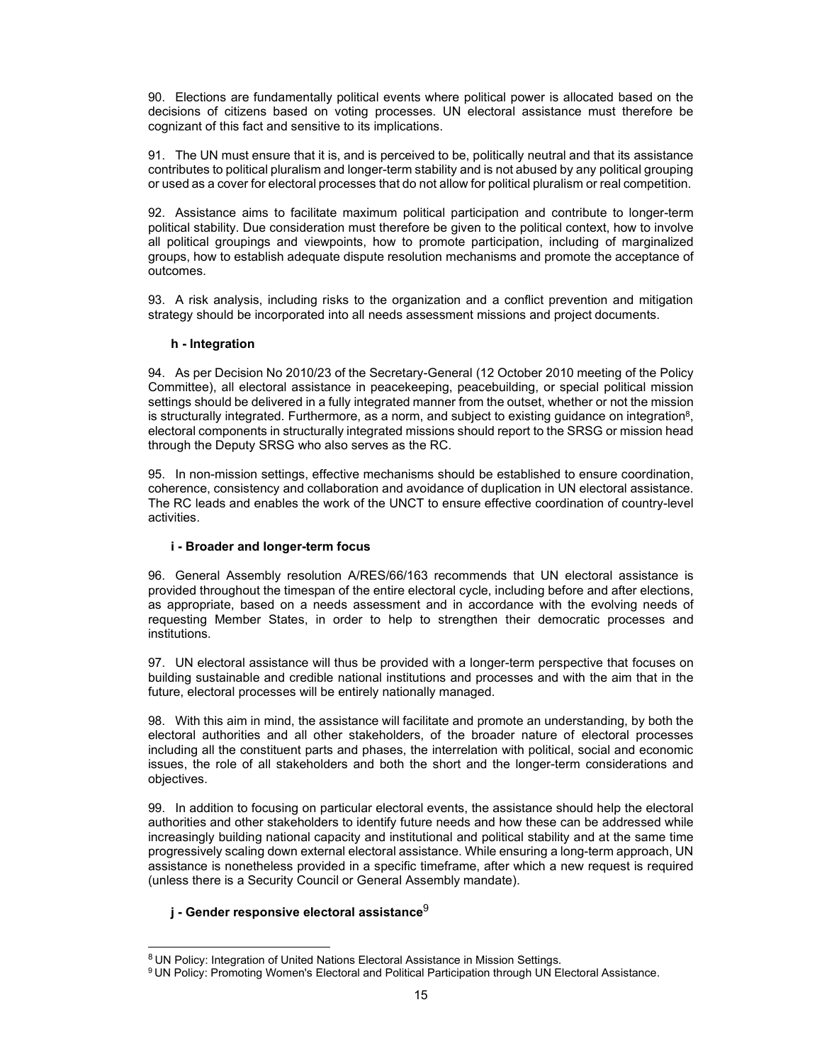90. Elections are fundamentally political events where political power is allocated based on the decisions of citizens based on voting processes. UN electoral assistance must therefore be cognizant of this fact and sensitive to its implications.

91. The UN must ensure that it is, and is perceived to be, politically neutral and that its assistance contributes to political pluralism and longer-term stability and is not abused by any political grouping or used as a cover for electoral processes that do not allow for political pluralism or real competition.

92. Assistance aims to facilitate maximum political participation and contribute to longer-term political stability. Due consideration must therefore be given to the political context, how to involve all political groupings and viewpoints, how to promote participation, including of marginalized groups, how to establish adequate dispute resolution mechanisms and promote the acceptance of outcomes.

93. A risk analysis, including risks to the organization and a conflict prevention and mitigation strategy should be incorporated into all needs assessment missions and project documents.

#### h - Integration

94. As per Decision No 2010/23 of the Secretary-General (12 October 2010 meeting of the Policy Committee), all electoral assistance in peacekeeping, peacebuilding, or special political mission settings should be delivered in a fully integrated manner from the outset, whether or not the mission is structurally integrated. Furthermore, as a norm, and subject to existing guidance on integration[8], electoral components in structurally integrated missions should report to the SRSG or mission head through the Deputy SRSG who also serves as the RC.

95. In non-mission settings, effective mechanisms should be established to ensure coordination, coherence, consistency and collaboration and avoidance of duplication in UN electoral assistance. The RC leads and enables the work of the UNCT to ensure effective coordination of country-level activities.

#### i - Broader and longer-term focus

96. General Assembly resolution A/RES/66/163 recommends that UN electoral assistance is provided throughout the timespan of the entire electoral cycle, including before and after elections, as appropriate, based on a needs assessment and in accordance with the evolving needs of requesting Member States, in order to help to strengthen their democratic processes and institutions.

97. UN electoral assistance will thus be provided with a longer-term perspective that focuses on building sustainable and credible national institutions and processes and with the aim that in the future, electoral processes will be entirely nationally managed.

98. With this aim in mind, the assistance will facilitate and promote an understanding, by both the electoral authorities and all other stakeholders, of the broader nature of electoral processes including all the constituent parts and phases, the interrelation with political, social and economic issues, the role of all stakeholders and both the short and the longer-term considerations and objectives.

99. In addition to focusing on particular electoral events, the assistance should help the electoral authorities and other stakeholders to identify future needs and how these can be addressed while increasingly building national capacity and institutional and political stability and at the same time progressively scaling down external electoral assistance. While ensuring a long-term approach, UN assistance is nonetheless provided in a specific timeframe, after which a new request is required (unless there is a Security Council or General Assembly mandate).

#### j - Gender responsive electoral assistance[9]

[8] UN Policy: Integration of United Nations Electoral Assistance in Mission Settings.

[9] UN Policy: Promoting Women's Electoral and Political Participation through UN Electoral Assistance.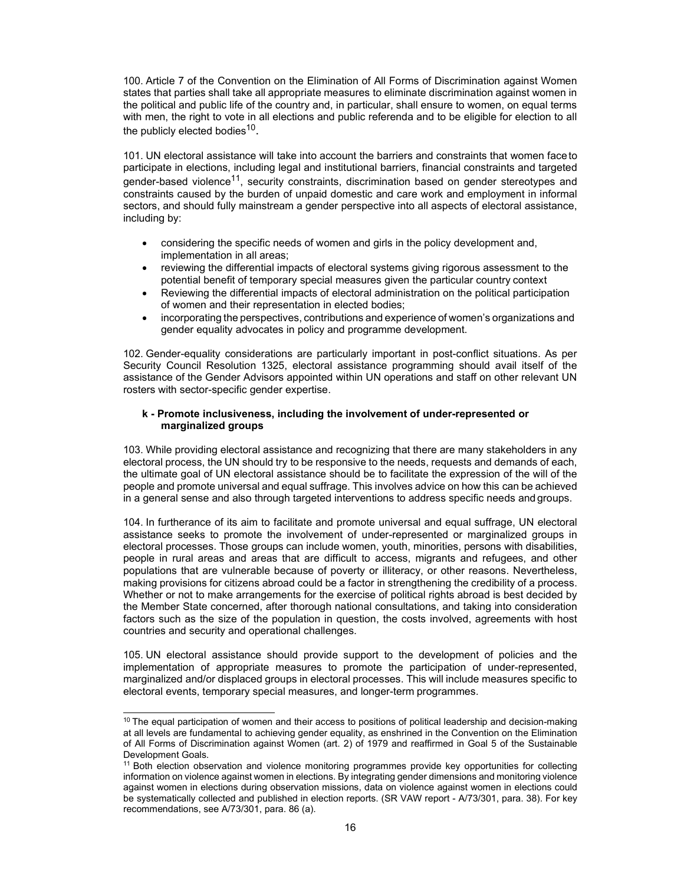100. Article 7 of the Convention on the Elimination of All Forms of Discrimination against Women states that parties shall take all appropriate measures to eliminate discrimination against women in the political and public life of the country and, in particular, shall ensure to women, on equal terms with men, the right to vote in all elections and public referenda and to be eligible for election to all the publicly elected bodies[10].

101. UN electoral assistance will take into account the barriers and constraints that women face to participate in elections, including legal and institutional barriers, financial constraints and targeted gender-based violence[11], security constraints, discrimination based on gender stereotypes and constraints caused by the burden of unpaid domestic and care work and employment in informal sectors, and should fully mainstream a gender perspective into all aspects of electoral assistance, including by:

- considering the specific needs of women and girls in the policy development and, implementation in all areas;
- reviewing the differential impacts of electoral systems giving rigorous assessment to the potential benefit of temporary special measures given the particular country context
- Reviewing the differential impacts of electoral administration on the political participation of women and their representation in elected bodies;
- incorporating the perspectives, contributions and experience of women's organizations and gender equality advocates in policy and programme development.

102. Gender-equality considerations are particularly important in post-conflict situations. As per Security Council Resolution 1325, electoral assistance programming should avail itself of the assistance of the Gender Advisors appointed within UN operations and staff on other relevant UN rosters with sector-specific gender expertise.

**k - Promote inclusiveness, including the involvement of under-represented or marginalized groups**

103. While providing electoral assistance and recognizing that there are many stakeholders in any electoral process, the UN should try to be responsive to the needs, requests and demands of each, the ultimate goal of UN electoral assistance should be to facilitate the expression of the will of the people and promote universal and equal suffrage. This involves advice on how this can be achieved in a general sense and also through targeted interventions to address specific needs and groups.

104. In furtherance of its aim to facilitate and promote universal and equal suffrage, UN electoral assistance seeks to promote the involvement of under-represented or marginalized groups in electoral processes. Those groups can include women, youth, minorities, persons with disabilities, people in rural areas and areas that are difficult to access, migrants and refugees, and other populations that are vulnerable because of poverty or illiteracy, or other reasons. Nevertheless, making provisions for citizens abroad could be a factor in strengthening the credibility of a process. Whether or not to make arrangements for the exercise of political rights abroad is best decided by the Member State concerned, after thorough national consultations, and taking into consideration factors such as the size of the population in question, the costs involved, agreements with host countries and security and operational challenges.

105. UN electoral assistance should provide support to the development of policies and the implementation of appropriate measures to promote the participation of under-represented, marginalized and/or displaced groups in electoral processes. This will include measures specific to electoral events, temporary special measures, and longer-term programmes.

---

[10] The equal participation of women and their access to positions of political leadership and decision-making at all levels are fundamental to achieving gender equality, as enshrined in the Convention on the Elimination of All Forms of Discrimination against Women (art. 2) of 1979 and reaffirmed in Goal 5 of the Sustainable Development Goals.

[11] Both election observation and violence monitoring programmes provide key opportunities for collecting information on violence against women in elections. By integrating gender dimensions and monitoring violence against women in elections during observation missions, data on violence against women in elections could be systematically collected and published in election reports. (SR VAW report - A/73/301, para. 38). For key recommendations, see A/73/301, para. 86 (a).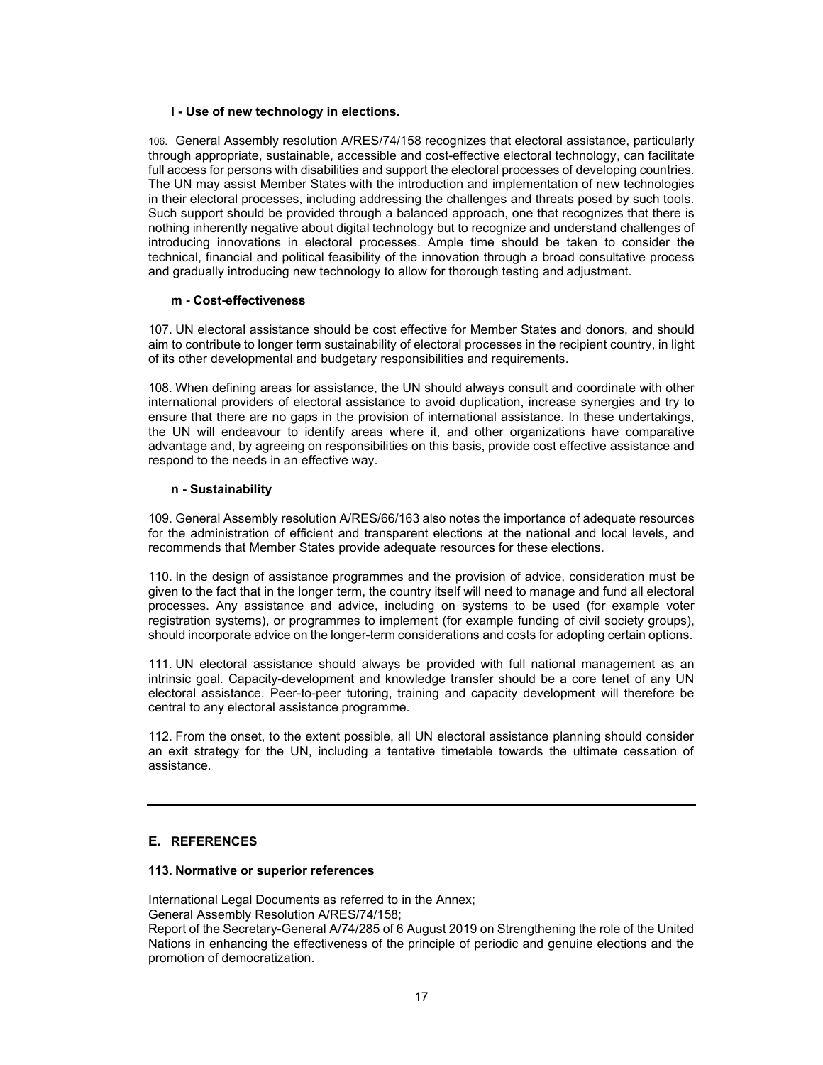#### l - Use of new technology in elections.

106. General Assembly resolution A/RES/74/158 recognizes that electoral assistance, particularly through appropriate, sustainable, accessible and cost-effective electoral technology, can facilitate full access for persons with disabilities and support the electoral processes of developing countries. The UN may assist Member States with the introduction and implementation of new technologies in their electoral processes, including addressing the challenges and threats posed by such tools. Such support should be provided through a balanced approach, one that recognizes that there is nothing inherently negative about digital technology but to recognize and understand challenges of introducing innovations in electoral processes. Ample time should be taken to consider the technical, financial and political feasibility of the innovation through a broad consultative process and gradually introducing new technology to allow for thorough testing and adjustment.

#### m - Cost-effectiveness

107. UN electoral assistance should be cost effective for Member States and donors, and should aim to contribute to longer term sustainability of electoral processes in the recipient country, in light of its other developmental and budgetary responsibilities and requirements.

108. When defining areas for assistance, the UN should always consult and coordinate with other international providers of electoral assistance to avoid duplication, increase synergies and try to ensure that there are no gaps in the provision of international assistance. In these undertakings, the UN will endeavour to identify areas where it, and other organizations have comparative advantage and, by agreeing on responsibilities on this basis, provide cost effective assistance and respond to the needs in an effective way.

#### n - Sustainability

109. General Assembly resolution A/RES/66/163 also notes the importance of adequate resources for the administration of efficient and transparent elections at the national and local levels, and recommends that Member States provide adequate resources for these elections.

110. In the design of assistance programmes and the provision of advice, consideration must be given to the fact that in the longer term, the country itself will need to manage and fund all electoral processes. Any assistance and advice, including on systems to be used (for example voter registration systems), or programmes to implement (for example funding of civil society groups), should incorporate advice on the longer-term considerations and costs for adopting certain options.

111. UN electoral assistance should always be provided with full national management as an intrinsic goal. Capacity-development and knowledge transfer should be a core tenet of any UN electoral assistance. Peer-to-peer tutoring, training and capacity development will therefore be central to any electoral assistance programme.

112. From the onset, to the extent possible, all UN electoral assistance planning should consider an exit strategy for the UN, including a tentative timetable towards the ultimate cessation of assistance.

---

## E. REFERENCES

#### 113. Normative or superior references

International Legal Documents as referred to in the Annex;
General Assembly Resolution A/RES/74/158;
Report of the Secretary-General A/74/285 of 6 August 2019 on Strengthening the role of the United Nations in enhancing the effectiveness of the principle of periodic and genuine elections and the promotion of democratization.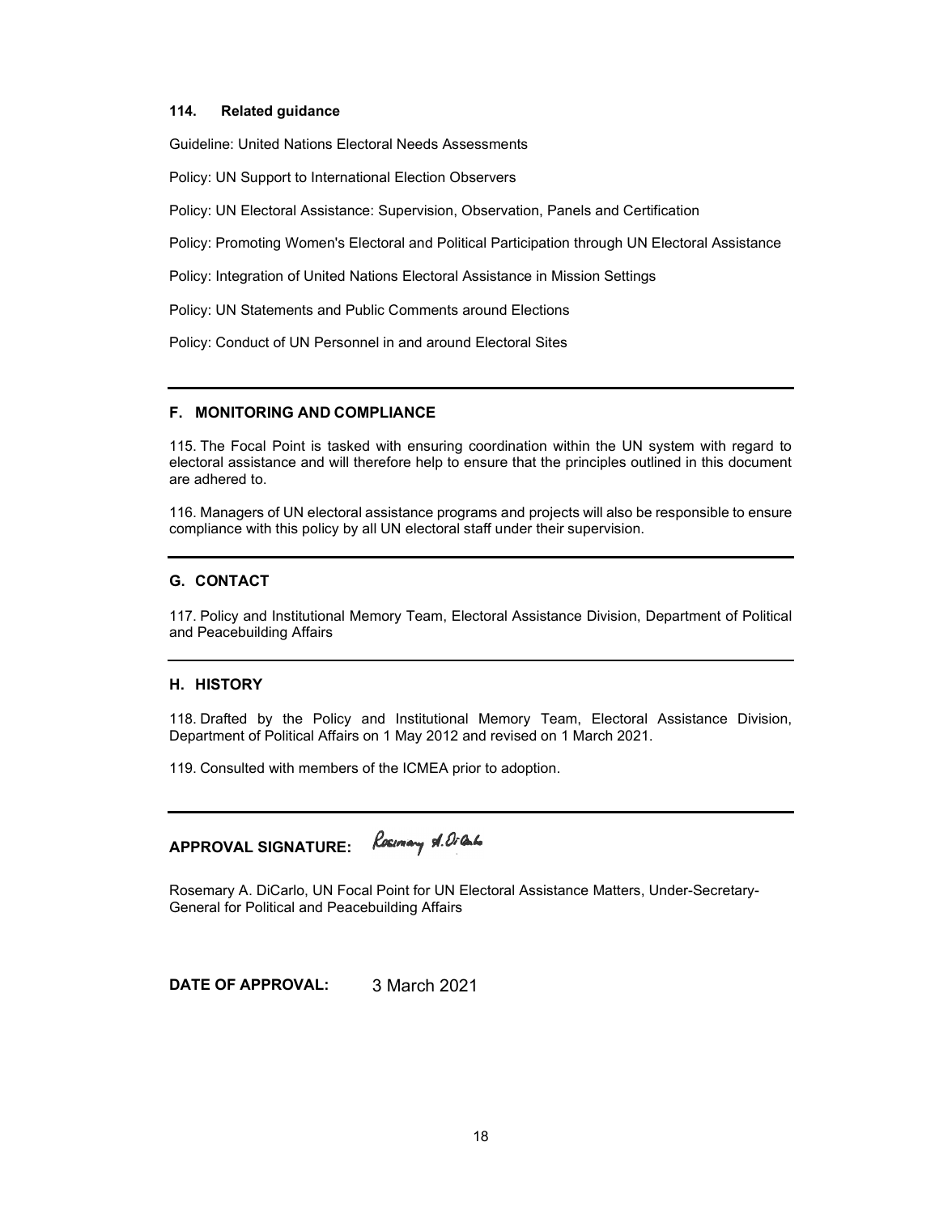**114. Related guidance**

Guideline: United Nations Electoral Needs Assessments

Policy: UN Support to International Election Observers

Policy: UN Electoral Assistance: Supervision, Observation, Panels and Certification

Policy: Promoting Women's Electoral and Political Participation through UN Electoral Assistance

Policy: Integration of United Nations Electoral Assistance in Mission Settings

Policy: UN Statements and Public Comments around Elections

Policy: Conduct of UN Personnel in and around Electoral Sites

---

## F. MONITORING AND COMPLIANCE

115. The Focal Point is tasked with ensuring coordination within the UN system with regard to electoral assistance and will therefore help to ensure that the principles outlined in this document are adhered to.

116. Managers of UN electoral assistance programs and projects will also be responsible to ensure compliance with this policy by all UN electoral staff under their supervision.

---

## G. CONTACT

117. Policy and Institutional Memory Team, Electoral Assistance Division, Department of Political and Peacebuilding Affairs

---

## H. HISTORY

118. Drafted by the Policy and Institutional Memory Team, Electoral Assistance Division, Department of Political Affairs on 1 May 2012 and revised on 1 March 2021.

119. Consulted with members of the ICMEA prior to adoption.

---

**APPROVAL SIGNATURE:** Rosemary A. DiCarlo

Rosemary A. DiCarlo, UN Focal Point for UN Electoral Assistance Matters, Under-Secretary-General for Political and Peacebuilding Affairs

**DATE OF APPROVAL:** 3 March 2021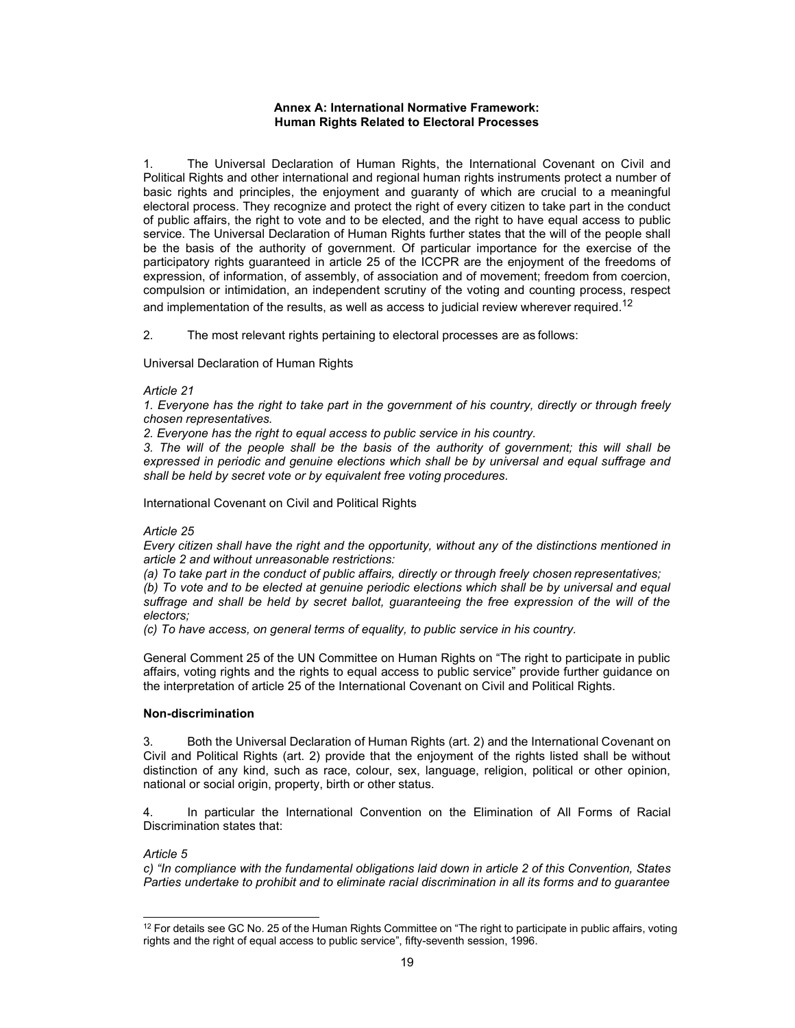## Annex A: International Normative Framework: Human Rights Related to Electoral Processes

1. The Universal Declaration of Human Rights, the International Covenant on Civil and Political Rights and other international and regional human rights instruments protect a number of basic rights and principles, the enjoyment and guaranty of which are crucial to a meaningful electoral process. They recognize and protect the right of every citizen to take part in the conduct of public affairs, the right to vote and to be elected, and the right to have equal access to public service. The Universal Declaration of Human Rights further states that the will of the people shall be the basis of the authority of government. Of particular importance for the exercise of the participatory rights guaranteed in article 25 of the ICCPR are the enjoyment of the freedoms of expression, of information, of assembly, of association and of movement; freedom from coercion, compulsion or intimidation, an independent scrutiny of the voting and counting process, respect and implementation of the results, as well as access to judicial review wherever required.[12]

2. The most relevant rights pertaining to electoral processes are as follows:

Universal Declaration of Human Rights

*Article 21*

*1. Everyone has the right to take part in the government of his country, directly or through freely chosen representatives.*

*2. Everyone has the right to equal access to public service in his country.*

*3. The will of the people shall be the basis of the authority of government; this will shall be expressed in periodic and genuine elections which shall be by universal and equal suffrage and shall be held by secret vote or by equivalent free voting procedures.*

International Covenant on Civil and Political Rights

*Article 25*

*Every citizen shall have the right and the opportunity, without any of the distinctions mentioned in article 2 and without unreasonable restrictions:*

*(a) To take part in the conduct of public affairs, directly or through freely chosen representatives;*

*(b) To vote and to be elected at genuine periodic elections which shall be by universal and equal suffrage and shall be held by secret ballot, guaranteeing the free expression of the will of the electors;*

*(c) To have access, on general terms of equality, to public service in his country.*

General Comment 25 of the UN Committee on Human Rights on "The right to participate in public affairs, voting rights and the rights to equal access to public service" provide further guidance on the interpretation of article 25 of the International Covenant on Civil and Political Rights.

**Non-discrimination**

3. Both the Universal Declaration of Human Rights (art. 2) and the International Covenant on Civil and Political Rights (art. 2) provide that the enjoyment of the rights listed shall be without distinction of any kind, such as race, colour, sex, language, religion, political or other opinion, national or social origin, property, birth or other status.

4. In particular the International Convention on the Elimination of All Forms of Racial Discrimination states that:

*Article 5*

*c) "In compliance with the fundamental obligations laid down in article 2 of this Convention, States Parties undertake to prohibit and to eliminate racial discrimination in all its forms and to guarantee*

---

[12] For details see GC No. 25 of the Human Rights Committee on "The right to participate in public affairs, voting rights and the right of equal access to public service", fifty-seventh session, 1996.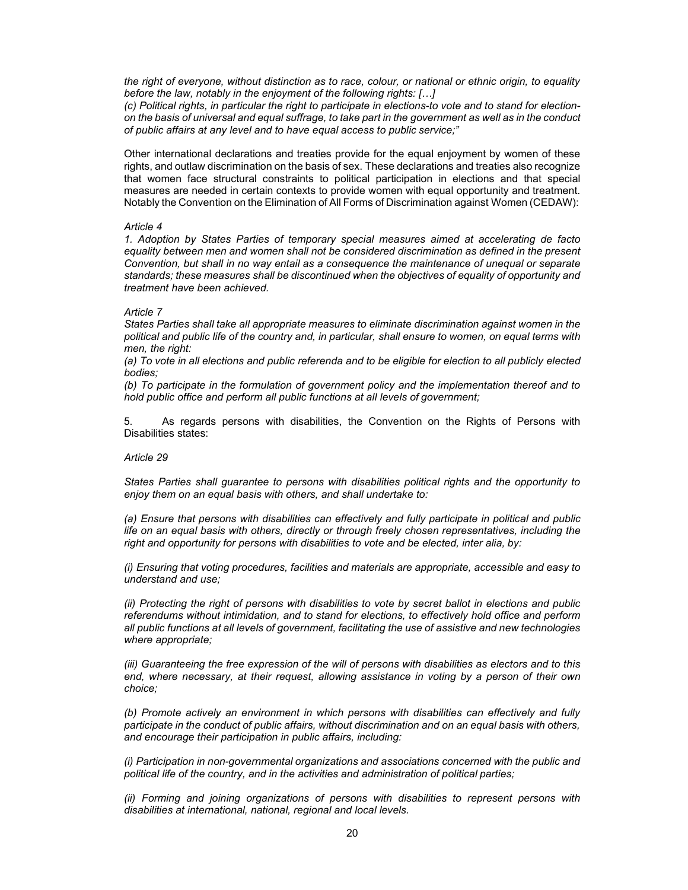*the right of everyone, without distinction as to race, colour, or national or ethnic origin, to equality before the law, notably in the enjoyment of the following rights: […]*

*(c) Political rights, in particular the right to participate in elections-to vote and to stand for election-on the basis of universal and equal suffrage, to take part in the government as well as in the conduct of public affairs at any level and to have equal access to public service;"*

Other international declarations and treaties provide for the equal enjoyment by women of these rights, and outlaw discrimination on the basis of sex. These declarations and treaties also recognize that women face structural constraints to political participation in elections and that special measures are needed in certain contexts to provide women with equal opportunity and treatment. Notably the Convention on the Elimination of All Forms of Discrimination against Women (CEDAW):

*Article 4*

*1. Adoption by States Parties of temporary special measures aimed at accelerating de facto equality between men and women shall not be considered discrimination as defined in the present Convention, but shall in no way entail as a consequence the maintenance of unequal or separate standards; these measures shall be discontinued when the objectives of equality of opportunity and treatment have been achieved.*

*Article 7*

*States Parties shall take all appropriate measures to eliminate discrimination against women in the political and public life of the country and, in particular, shall ensure to women, on equal terms with men, the right:*

*(a) To vote in all elections and public referenda and to be eligible for election to all publicly elected bodies;*

*(b) To participate in the formulation of government policy and the implementation thereof and to hold public office and perform all public functions at all levels of government;*

5. As regards persons with disabilities, the Convention on the Rights of Persons with Disabilities states:

*Article 29*

*States Parties shall guarantee to persons with disabilities political rights and the opportunity to enjoy them on an equal basis with others, and shall undertake to:*

*(a) Ensure that persons with disabilities can effectively and fully participate in political and public life on an equal basis with others, directly or through freely chosen representatives, including the right and opportunity for persons with disabilities to vote and be elected, inter alia, by:*

*(i) Ensuring that voting procedures, facilities and materials are appropriate, accessible and easy to understand and use;*

*(ii) Protecting the right of persons with disabilities to vote by secret ballot in elections and public referendums without intimidation, and to stand for elections, to effectively hold office and perform all public functions at all levels of government, facilitating the use of assistive and new technologies where appropriate;*

*(iii) Guaranteeing the free expression of the will of persons with disabilities as electors and to this end, where necessary, at their request, allowing assistance in voting by a person of their own choice;*

*(b) Promote actively an environment in which persons with disabilities can effectively and fully participate in the conduct of public affairs, without discrimination and on an equal basis with others, and encourage their participation in public affairs, including:*

*(i) Participation in non-governmental organizations and associations concerned with the public and political life of the country, and in the activities and administration of political parties;*

*(ii) Forming and joining organizations of persons with disabilities to represent persons with disabilities at international, national, regional and local levels.*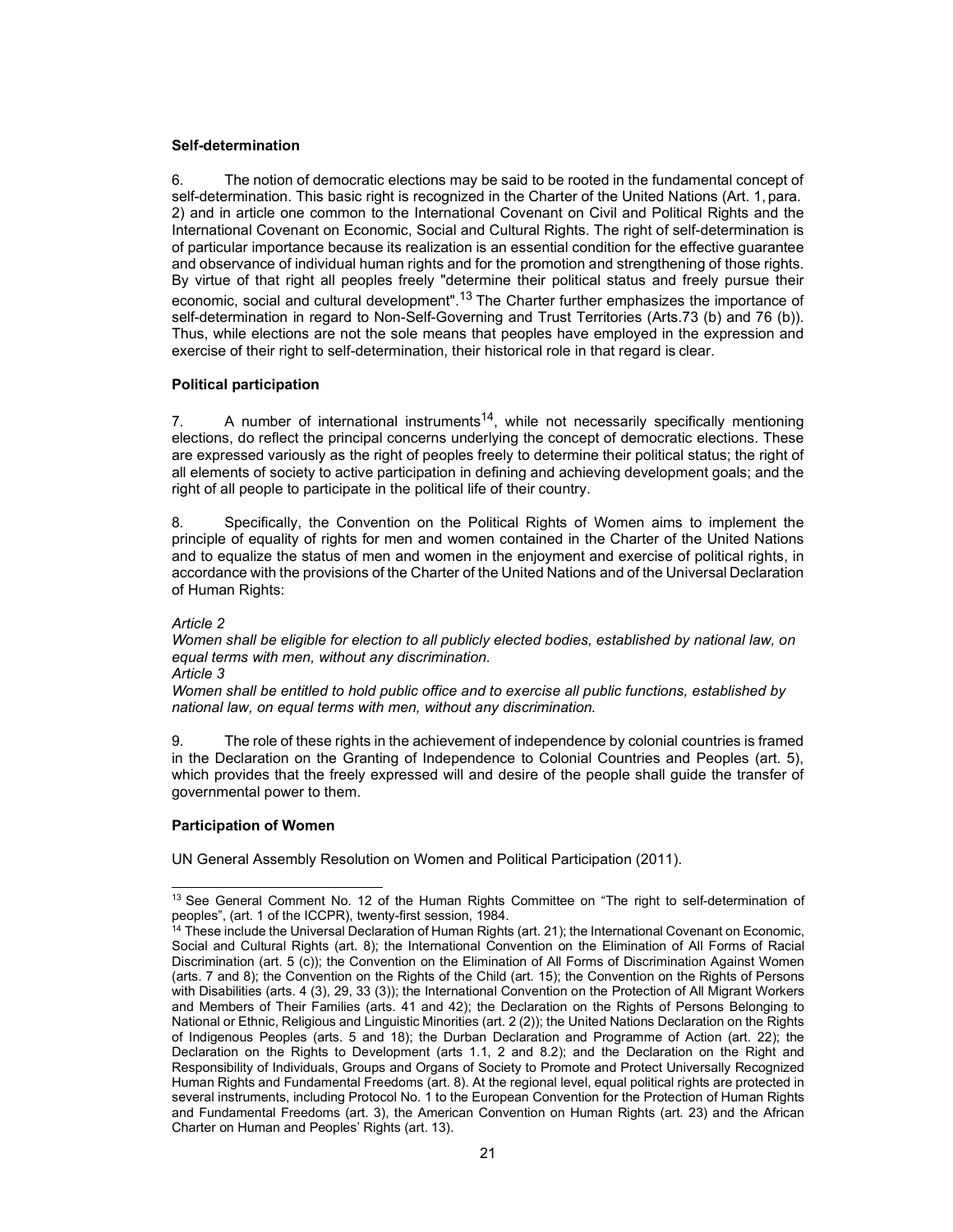### Self-determination

6. The notion of democratic elections may be said to be rooted in the fundamental concept of self-determination. This basic right is recognized in the Charter of the United Nations (Art. 1, para. 2) and in article one common to the International Covenant on Civil and Political Rights and the International Covenant on Economic, Social and Cultural Rights. The right of self-determination is of particular importance because its realization is an essential condition for the effective guarantee and observance of individual human rights and for the promotion and strengthening of those rights. By virtue of that right all peoples freely "determine their political status and freely pursue their economic, social and cultural development".[13] The Charter further emphasizes the importance of self-determination in regard to Non-Self-Governing and Trust Territories (Arts.73 (b) and 76 (b)). Thus, while elections are not the sole means that peoples have employed in the expression and exercise of their right to self-determination, their historical role in that regard is clear.

### Political participation

7. A number of international instruments[14], while not necessarily specifically mentioning elections, do reflect the principal concerns underlying the concept of democratic elections. These are expressed variously as the right of peoples freely to determine their political status; the right of all elements of society to active participation in defining and achieving development goals; and the right of all people to participate in the political life of their country.

8. Specifically, the Convention on the Political Rights of Women aims to implement the principle of equality of rights for men and women contained in the Charter of the United Nations and to equalize the status of men and women in the enjoyment and exercise of political rights, in accordance with the provisions of the Charter of the United Nations and of the Universal Declaration of Human Rights:

*Article 2*
*Women shall be eligible for election to all publicly elected bodies, established by national law, on equal terms with men, without any discrimination.*
*Article 3*
*Women shall be entitled to hold public office and to exercise all public functions, established by national law, on equal terms with men, without any discrimination.*

9. The role of these rights in the achievement of independence by colonial countries is framed in the Declaration on the Granting of Independence to Colonial Countries and Peoples (art. 5), which provides that the freely expressed will and desire of the people shall guide the transfer of governmental power to them.

### Participation of Women

UN General Assembly Resolution on Women and Political Participation (2011).

---

[13] See General Comment No. 12 of the Human Rights Committee on "The right to self-determination of peoples", (art. 1 of the ICCPR), twenty-first session, 1984.

[14] These include the Universal Declaration of Human Rights (art. 21); the International Covenant on Economic, Social and Cultural Rights (art. 8); the International Convention on the Elimination of All Forms of Racial Discrimination (art. 5 (c)); the Convention on the Elimination of All Forms of Discrimination Against Women (arts. 7 and 8); the Convention on the Rights of the Child (art. 15); the Convention on the Rights of Persons with Disabilities (arts. 4 (3), 29, 33 (3)); the International Convention on the Protection of All Migrant Workers and Members of Their Families (arts. 41 and 42); the Declaration on the Rights of Persons Belonging to National or Ethnic, Religious and Linguistic Minorities (art. 2 (2)); the United Nations Declaration on the Rights of Indigenous Peoples (arts. 5 and 18); the Durban Declaration and Programme of Action (art. 22); the Declaration on the Rights to Development (arts 1.1, 2 and 8.2); and the Declaration on the Right and Responsibility of Individuals, Groups and Organs of Society to Promote and Protect Universally Recognized Human Rights and Fundamental Freedoms (art. 8). At the regional level, equal political rights are protected in several instruments, including Protocol No. 1 to the European Convention for the Protection of Human Rights and Fundamental Freedoms (art. 3), the American Convention on Human Rights (art. 23) and the African Charter on Human and Peoples' Rights (art. 13).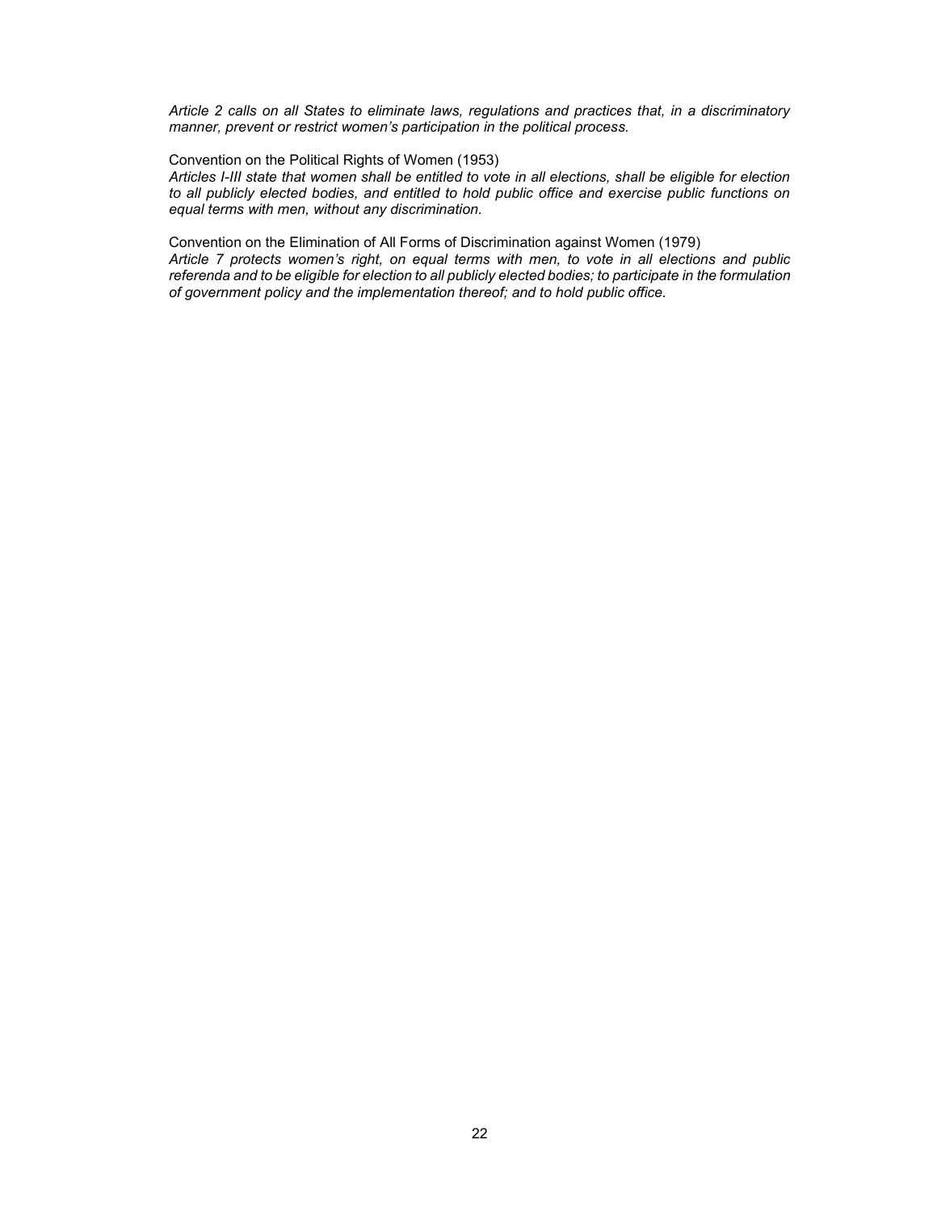*Article 2 calls on all States to eliminate laws, regulations and practices that, in a discriminatory manner, prevent or restrict women's participation in the political process.*

Convention on the Political Rights of Women (1953)

*Articles I-III state that women shall be entitled to vote in all elections, shall be eligible for election to all publicly elected bodies, and entitled to hold public office and exercise public functions on equal terms with men, without any discrimination.*

Convention on the Elimination of All Forms of Discrimination against Women (1979)

*Article 7 protects women's right, on equal terms with men, to vote in all elections and public referenda and to be eligible for election to all publicly elected bodies; to participate in the formulation of government policy and the implementation thereof; and to hold public office.*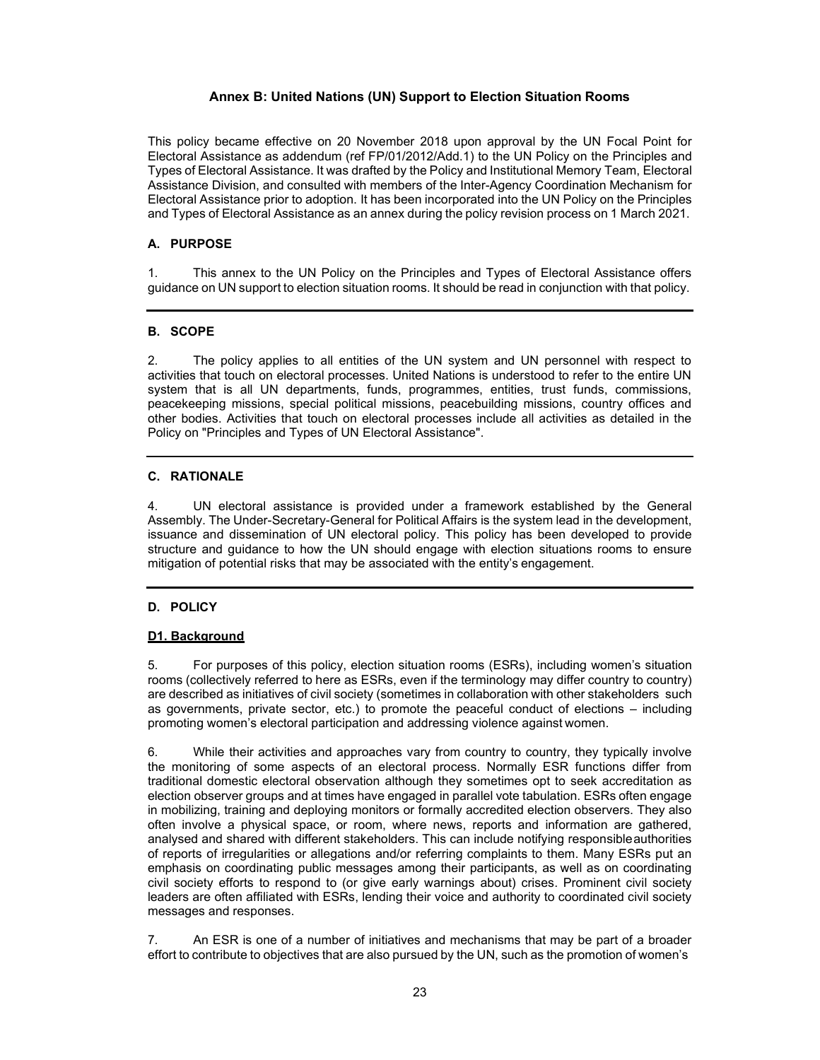**Annex B: United Nations (UN) Support to Election Situation Rooms**

This policy became effective on 20 November 2018 upon approval by the UN Focal Point for Electoral Assistance as addendum (ref FP/01/2012/Add.1) to the UN Policy on the Principles and Types of Electoral Assistance. It was drafted by the Policy and Institutional Memory Team, Electoral Assistance Division, and consulted with members of the Inter-Agency Coordination Mechanism for Electoral Assistance prior to adoption. It has been incorporated into the UN Policy on the Principles and Types of Electoral Assistance as an annex during the policy revision process on 1 March 2021.

## A. PURPOSE

1. This annex to the UN Policy on the Principles and Types of Electoral Assistance offers guidance on UN support to election situation rooms. It should be read in conjunction with that policy.

---

## B. SCOPE

2. The policy applies to all entities of the UN system and UN personnel with respect to activities that touch on electoral processes. United Nations is understood to refer to the entire UN system that is all UN departments, funds, programmes, entities, trust funds, commissions, peacekeeping missions, special political missions, peacebuilding missions, country offices and other bodies. Activities that touch on electoral processes include all activities as detailed in the Policy on "Principles and Types of UN Electoral Assistance".

---

## C. RATIONALE

4. UN electoral assistance is provided under a framework established by the General Assembly. The Under-Secretary-General for Political Affairs is the system lead in the development, issuance and dissemination of UN electoral policy. This policy has been developed to provide structure and guidance to how the UN should engage with election situations rooms to ensure mitigation of potential risks that may be associated with the entity's engagement.

---

## D. POLICY

### D1. Background

5. For purposes of this policy, election situation rooms (ESRs), including women's situation rooms (collectively referred to here as ESRs, even if the terminology may differ country to country) are described as initiatives of civil society (sometimes in collaboration with other stakeholders such as governments, private sector, etc.) to promote the peaceful conduct of elections – including promoting women's electoral participation and addressing violence against women.

6. While their activities and approaches vary from country to country, they typically involve the monitoring of some aspects of an electoral process. Normally ESR functions differ from traditional domestic electoral observation although they sometimes opt to seek accreditation as election observer groups and at times have engaged in parallel vote tabulation. ESRs often engage in mobilizing, training and deploying monitors or formally accredited election observers. They also often involve a physical space, or room, where news, reports and information are gathered, analysed and shared with different stakeholders. This can include notifying responsible authorities of reports of irregularities or allegations and/or referring complaints to them. Many ESRs put an emphasis on coordinating public messages among their participants, as well as on coordinating civil society efforts to respond to (or give early warnings about) crises. Prominent civil society leaders are often affiliated with ESRs, lending their voice and authority to coordinated civil society messages and responses.

7. An ESR is one of a number of initiatives and mechanisms that may be part of a broader effort to contribute to objectives that are also pursued by the UN, such as the promotion of women's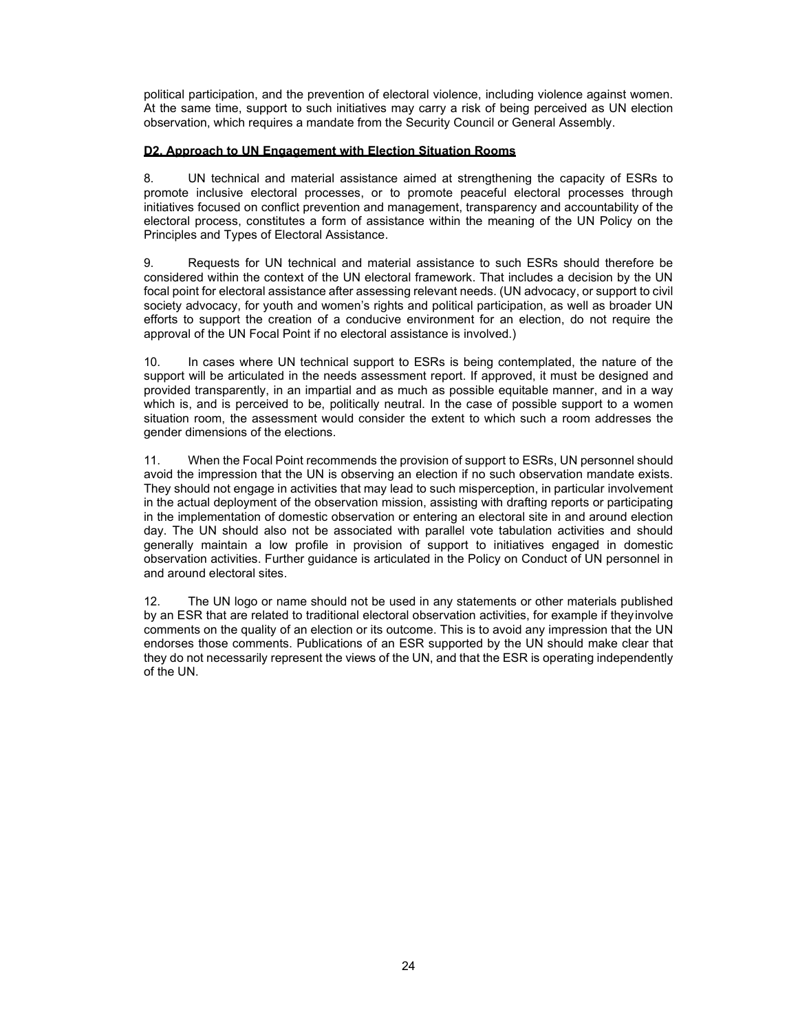political participation, and the prevention of electoral violence, including violence against women. At the same time, support to such initiatives may carry a risk of being perceived as UN election observation, which requires a mandate from the Security Council or General Assembly.

**D2. Approach to UN Engagement with Election Situation Rooms**

8. UN technical and material assistance aimed at strengthening the capacity of ESRs to promote inclusive electoral processes, or to promote peaceful electoral processes through initiatives focused on conflict prevention and management, transparency and accountability of the electoral process, constitutes a form of assistance within the meaning of the UN Policy on the Principles and Types of Electoral Assistance.

9. Requests for UN technical and material assistance to such ESRs should therefore be considered within the context of the UN electoral framework. That includes a decision by the UN focal point for electoral assistance after assessing relevant needs. (UN advocacy, or support to civil society advocacy, for youth and women's rights and political participation, as well as broader UN efforts to support the creation of a conducive environment for an election, do not require the approval of the UN Focal Point if no electoral assistance is involved.)

10. In cases where UN technical support to ESRs is being contemplated, the nature of the support will be articulated in the needs assessment report. If approved, it must be designed and provided transparently, in an impartial and as much as possible equitable manner, and in a way which is, and is perceived to be, politically neutral. In the case of possible support to a women situation room, the assessment would consider the extent to which such a room addresses the gender dimensions of the elections.

11. When the Focal Point recommends the provision of support to ESRs, UN personnel should avoid the impression that the UN is observing an election if no such observation mandate exists. They should not engage in activities that may lead to such misperception, in particular involvement in the actual deployment of the observation mission, assisting with drafting reports or participating in the implementation of domestic observation or entering an electoral site in and around election day. The UN should also not be associated with parallel vote tabulation activities and should generally maintain a low profile in provision of support to initiatives engaged in domestic observation activities. Further guidance is articulated in the Policy on Conduct of UN personnel in and around electoral sites.

12. The UN logo or name should not be used in any statements or other materials published by an ESR that are related to traditional electoral observation activities, for example if they involve comments on the quality of an election or its outcome. This is to avoid any impression that the UN endorses those comments. Publications of an ESR supported by the UN should make clear that they do not necessarily represent the views of the UN, and that the ESR is operating independently of the UN.